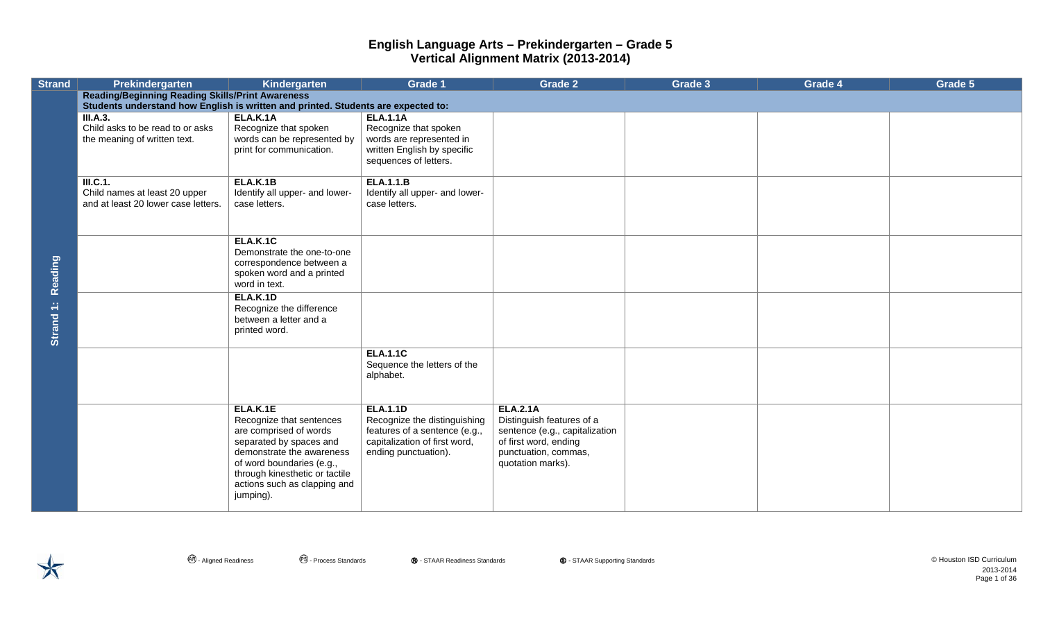# English Language Arts – Prekindergarten – Grade 5
## Vertical Alignment Matrix (2013-2014)

| Strand | Prekindergarten | Kindergarten | Grade 1 | Grade 2 | Grade 3 | Grade 4 | Grade 5 |
|---|---|---|---|---|---|---|---|
| Strand 1: Reading | **Reading/Beginning Reading Skills/Print Awareness** **Students understand how English is written and printed. Students are expected to:** | | | | | | |
| | **III.A.3.** Child asks to be read to or asks the meaning of written text. | **ELA.K.1A** Recognize that spoken words can be represented by print for communication. | **ELA.1.1A** Recognize that spoken words are represented in written English by specific sequences of letters. | | | | |
| | **III.C.1.** Child names at least 20 upper and at least 20 lower case letters. | **ELA.K.1B** Identify all upper- and lower-case letters. | **ELA.1.1.B** Identify all upper- and lower-case letters. | | | | |
| | | **ELA.K.1C** Demonstrate the one-to-one correspondence between a spoken word and a printed word in text. | | | | | |
| | | **ELA.K.1D** Recognize the difference between a letter and a printed word. | | | | | |
| | | | **ELA.1.1C** Sequence the letters of the alphabet. | | | | |
| | | **ELA.K.1E** Recognize that sentences are comprised of words separated by spaces and demonstrate the awareness of word boundaries (e.g., through kinesthetic or tactile actions such as clapping and jumping). | **ELA.1.1D** Recognize the distinguishing features of a sentence (e.g., capitalization of first word, ending punctuation). | **ELA.2.1A** Distinguish features of a sentence (e.g., capitalization of first word, ending punctuation, commas, quotation marks). | | | |

(AR) - Aligned Readiness   (PS) - Process Standards   (R) - STAAR Readiness Standards   (S) - STAAR Supporting Standards

© Houston ISD Curriculum 2013-2014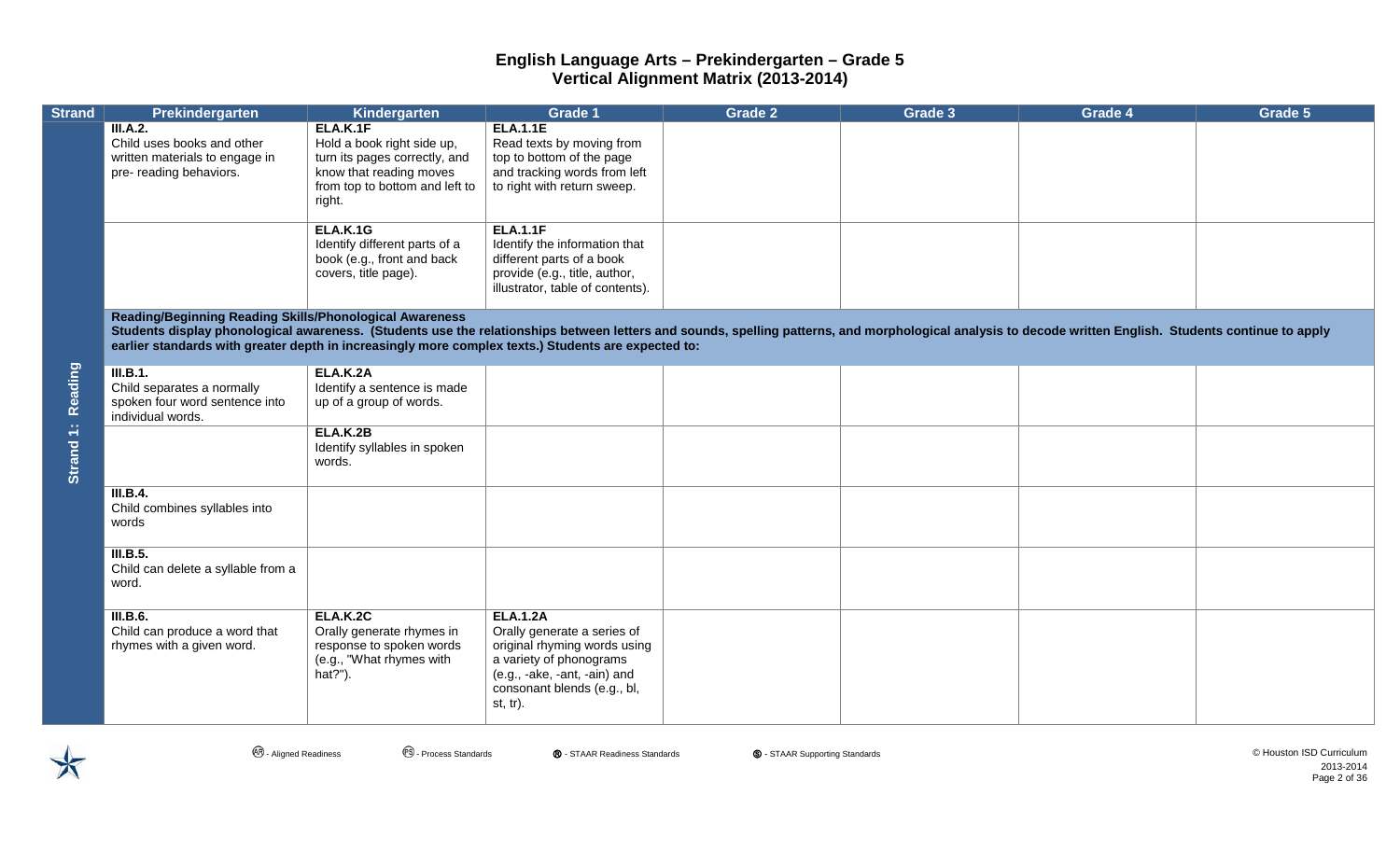# English Language Arts – Prekindergarten – Grade 5
## Vertical Alignment Matrix (2013-2014)

| Strand | Prekindergarten | Kindergarten | Grade 1 | Grade 2 | Grade 3 | Grade 4 | Grade 5 |
|---|---|---|---|---|---|---|---|
| Strand 1: Reading | **III.A.2.** Child uses books and other written materials to engage in pre- reading behaviors. | **ELA.K.1F** Hold a book right side up, turn its pages correctly, and know that reading moves from top to bottom and left to right. | **ELA.1.1E** Read texts by moving from top to bottom of the page and tracking words from left to right with return sweep. | | | | |
| | | **ELA.K.1G** Identify different parts of a book (e.g., front and back covers, title page). | **ELA.1.1F** Identify the information that different parts of a book provide (e.g., title, author, illustrator, table of contents). | | | | |
| | **Reading/Beginning Reading Skills/Phonological Awareness** **Students display phonological awareness. (Students use the relationships between letters and sounds, spelling patterns, and morphological analysis to decode written English. Students continue to apply earlier standards with greater depth in increasingly more complex texts.) Students are expected to:** | | | | | | |
| | **III.B.1.** Child separates a normally spoken four word sentence into individual words. | **ELA.K.2A** Identify a sentence is made up of a group of words. | | | | | |
| | | **ELA.K.2B** Identify syllables in spoken words. | | | | | |
| | **III.B.4.** Child combines syllables into words | | | | | | |
| | **III.B.5.** Child can delete a syllable from a word. | | | | | | |
| | **III.B.6.** Child can produce a word that rhymes with a given word. | **ELA.K.2C** Orally generate rhymes in response to spoken words (e.g., "What rhymes with hat?"). | **ELA.1.2A** Orally generate a series of original rhyming words using a variety of phonograms (e.g., -ake, -ant, -ain) and consonant blends (e.g., bl, st, tr). | | | | |

AR - Aligned Readiness PS - Process Standards R - STAAR Readiness Standards S - STAAR Supporting Standards

© Houston ISD Curriculum 2013-2014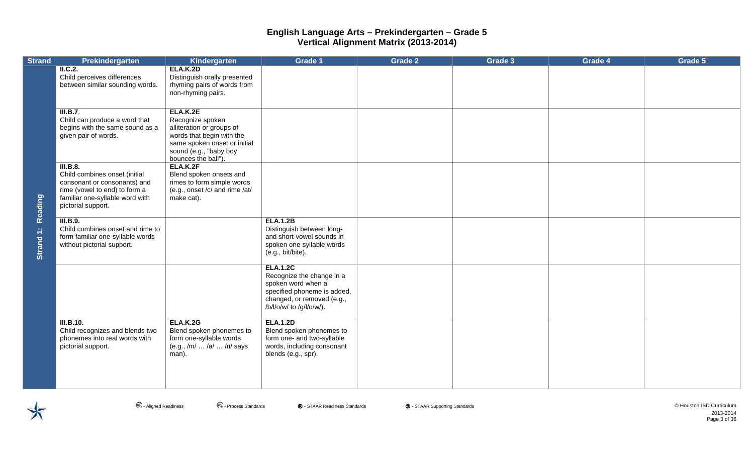# English Language Arts – Prekindergarten – Grade 5
## Vertical Alignment Matrix (2013-2014)

| Strand | Prekindergarten | Kindergarten | Grade 1 | Grade 2 | Grade 3 | Grade 4 | Grade 5 |
|---|---|---|---|---|---|---|---|
| Strand 1: Reading | **II.C.2.** Child perceives differences between similar sounding words. | **ELA.K.2D** Distinguish orally presented rhyming pairs of words from non-rhyming pairs. | | | | | |
| | **III.B.7**. Child can produce a word that begins with the same sound as a given pair of words. | **ELA.K.2E** Recognize spoken alliteration or groups of words that begin with the same spoken onset or initial sound (e.g., "baby boy bounces the ball"). | | | | | |
| | **III.B.8.** Child combines onset (initial consonant or consonants) and rime (vowel to end) to form a familiar one-syllable word with pictorial support. | **ELA.K.2F** Blend spoken onsets and rimes to form simple words (e.g., onset /c/ and rime /at/ make cat). | | | | | |
| | **III.B.9.** Child combines onset and rime to form familiar one-syllable words without pictorial support. | | **ELA.1.2B** Distinguish between long- and short-vowel sounds in spoken one-syllable words (e.g., bit/bite). | | | | |
| | | | **ELA.1.2C** Recognize the change in a spoken word when a specified phoneme is added, changed, or removed (e.g., /b/l/o/w/ to /g/l/o/w/). | | | | |
| | **III.B.10.** Child recognizes and blends two phonemes into real words with pictorial support. | **ELA.K.2G** Blend spoken phonemes to form one-syllable words (e.g., /m/ … /a/ … /n/ says man). | **ELA.1.2D** Blend spoken phonemes to form one- and two-syllable words, including consonant blends (e.g., spr). | | | | |

(AR) - Aligned Readiness (PS) - Process Standards (R) - STAAR Readiness Standards (S) - STAAR Supporting Standards

© Houston ISD Curriculum 2013-2014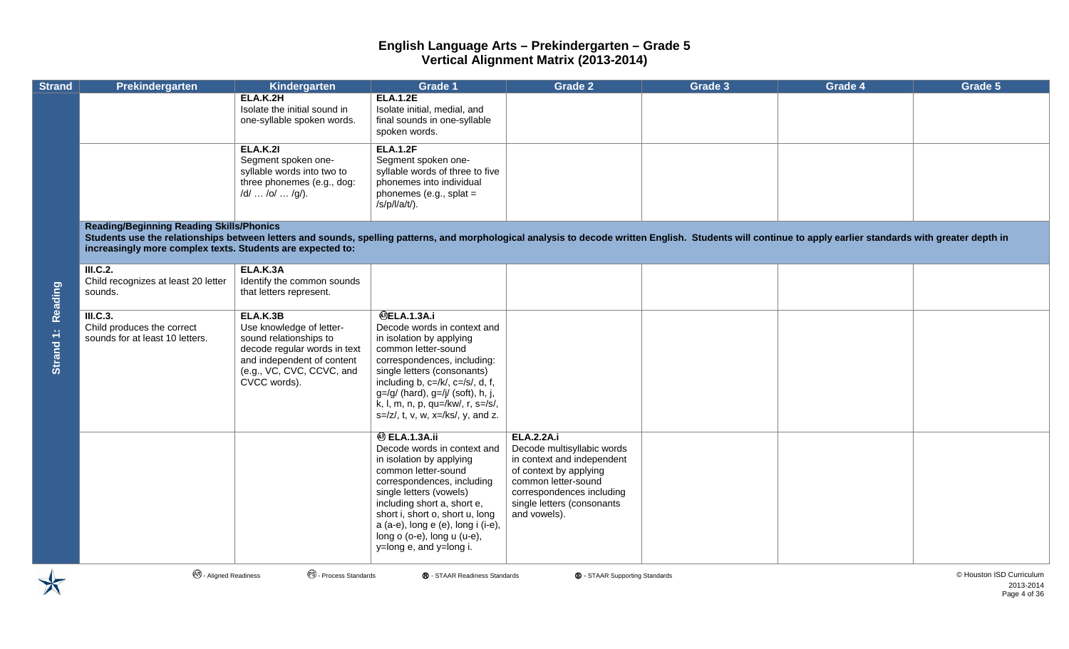# English Language Arts – Prekindergarten – Grade 5
## Vertical Alignment Matrix (2013-2014)

| Strand | Prekindergarten | Kindergarten | Grade 1 | Grade 2 | Grade 3 | Grade 4 | Grade 5 |
|---|---|---|---|---|---|---|---|
| Strand 1: Reading | | **ELA.K.2H** Isolate the initial sound in one-syllable spoken words. | **ELA.1.2E** Isolate initial, medial, and final sounds in one-syllable spoken words. | | | | |
| | | **ELA.K.2I** Segment spoken one-syllable words into two to three phonemes (e.g., dog: /d/ … /o/ … /g/). | **ELA.1.2F** Segment spoken one-syllable words of three to five phonemes into individual phonemes (e.g., splat = /s/p/l/a/t/). | | | | |
| | **Reading/Beginning Reading Skills/Phonics** Students use the relationships between letters and sounds, spelling patterns, and morphological analysis to decode written English. Students will continue to apply earlier standards with greater depth in increasingly more complex texts. Students are expected to: | | | | | | |
| | **III.C.2.** Child recognizes at least 20 letter sounds. | **ELA.K.3A** Identify the common sounds that letters represent. | | | | | |
| | **III.C.3.** Child produces the correct sounds for at least 10 letters. | **ELA.K.3B** Use knowledge of letter-sound relationships to decode regular words in text and independent of content (e.g., VC, CVC, CCVC, and CVCC words). | (AR) **ELA.1.3A.i** Decode words in context and in isolation by applying common letter-sound correspondences, including: single letters (consonants) including b, c=/k/, c=/s/, d, f, g=/g/ (hard), g=/j/ (soft), h, j, k, l, m, n, p, qu=/kw/, r, s=/s/, s=/z/, t, v, w, x=/ks/, y, and z. | | | | |
| | | | (AR) **ELA.1.3A.ii** Decode words in context and in isolation by applying common letter-sound correspondences, including single letters (vowels) including short a, short e, short i, short o, short u, long a (a-e), long e (e), long i (i-e), long o (o-e), long u (u-e), y=long e, and y=long i. | **ELA.2.2A.i** Decode multisyllabic words in context and independent of context by applying common letter-sound correspondences including single letters (consonants and vowels). | | | |

(AR) - Aligned Readiness (PS) - Process Standards (R) - STAAR Readiness Standards (S) - STAAR Supporting Standards

© Houston ISD Curriculum 2013-2014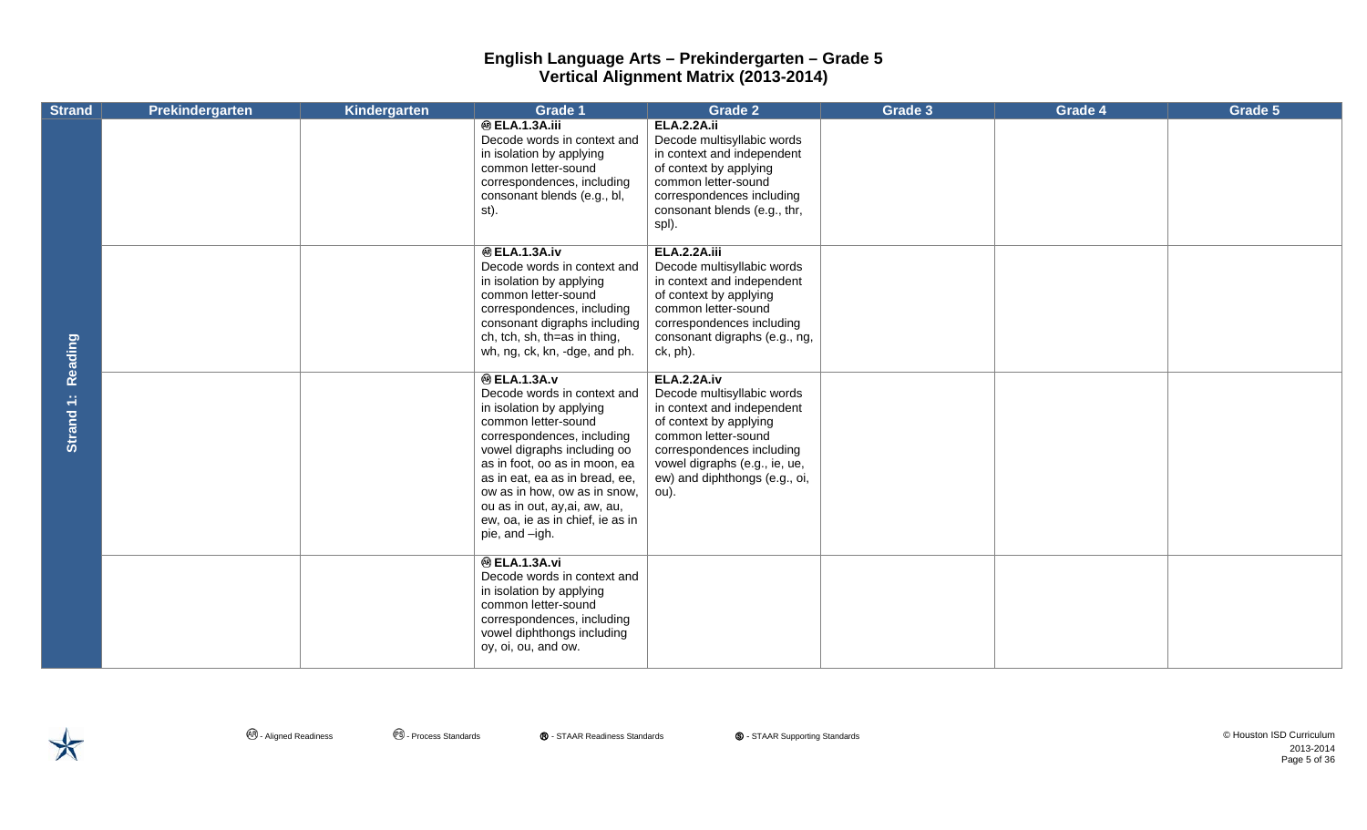# English Language Arts – Prekindergarten – Grade 5
## Vertical Alignment Matrix (2013-2014)

| Strand | Prekindergarten | Kindergarten | Grade 1 | Grade 2 | Grade 3 | Grade 4 | Grade 5 |
|---|---|---|---|---|---|---|---|
| Strand 1: Reading | | | Ⓐ **ELA.1.3A.iii** Decode words in context and in isolation by applying common letter-sound correspondences, including consonant blends (e.g., bl, st). | **ELA.2.2A.ii** Decode multisyllabic words in context and independent of context by applying common letter-sound correspondences including consonant blends (e.g., thr, spl). | | | |
| | | | Ⓐ **ELA.1.3A.iv** Decode words in context and in isolation by applying common letter-sound correspondences, including consonant digraphs including ch, tch, sh, th=as in thing, wh, ng, ck, kn, -dge, and ph. | **ELA.2.2A.iii** Decode multisyllabic words in context and independent of context by applying common letter-sound correspondences including consonant digraphs (e.g., ng, ck, ph). | | | |
| | | | Ⓐ **ELA.1.3A.v** Decode words in context and in isolation by applying common letter-sound correspondences, including vowel digraphs including oo as in foot, oo as in moon, ea as in eat, ea as in bread, ee, ow as in how, ow as in snow, ou as in out, ay,ai, aw, au, ew, oa, ie as in chief, ie as in pie, and –igh. | **ELA.2.2A.iv** Decode multisyllabic words in context and independent of context by applying common letter-sound correspondences including vowel digraphs (e.g., ie, ue, ew) and diphthongs (e.g., oi, ou). | | | |
| | | | Ⓐ **ELA.1.3A.vi** Decode words in context and in isolation by applying common letter-sound correspondences, including vowel diphthongs including oy, oi, ou, and ow. | | | | |

Ⓐ - Aligned Readiness Ⓟ - Process Standards Ⓡ - STAAR Readiness Standards Ⓢ - STAAR Supporting Standards

© Houston ISD Curriculum 2013-2014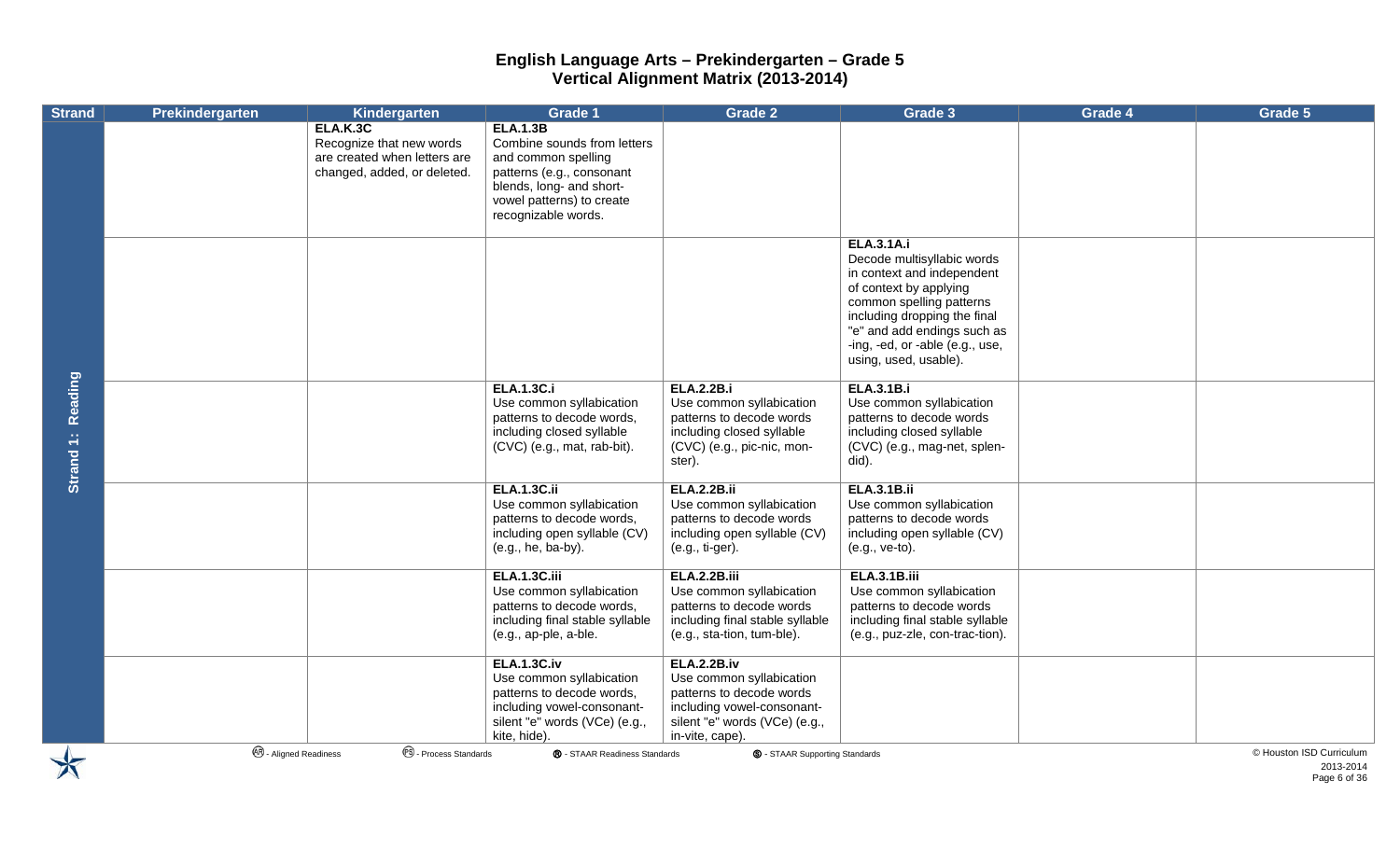# English Language Arts – Prekindergarten – Grade 5
## Vertical Alignment Matrix (2013-2014)

| Strand | Prekindergarten | Kindergarten | Grade 1 | Grade 2 | Grade 3 | Grade 4 | Grade 5 |
|---|---|---|---|---|---|---|---|
| Strand 1: Reading | | **ELA.K.3C** Recognize that new words are created when letters are changed, added, or deleted. | **ELA.1.3B** Combine sounds from letters and common spelling patterns (e.g., consonant blends, long- and short-vowel patterns) to create recognizable words. | | | | |
| | | | | | **ELA.3.1A.i** Decode multisyllabic words in context and independent of context by applying common spelling patterns including dropping the final "e" and add endings such as -ing, -ed, or -able (e.g., use, using, used, usable). | | |
| | | | **ELA.1.3C.i** Use common syllabication patterns to decode words, including closed syllable (CVC) (e.g., mat, rab-bit). | **ELA.2.2B.i** Use common syllabication patterns to decode words including closed syllable (CVC) (e.g., pic-nic, mon-ster). | **ELA.3.1B.i** Use common syllabication patterns to decode words including closed syllable (CVC) (e.g., mag-net, splen-did). | | |
| | | | **ELA.1.3C.ii** Use common syllabication patterns to decode words, including open syllable (CV) (e.g., he, ba-by). | **ELA.2.2B.ii** Use common syllabication patterns to decode words including open syllable (CV) (e.g., ti-ger). | **ELA.3.1B.ii** Use common syllabication patterns to decode words including open syllable (CV) (e.g., ve-to). | | |
| | | | **ELA.1.3C.iii** Use common syllabication patterns to decode words, including final stable syllable (e.g., ap-ple, a-ble. | **ELA.2.2B.iii** Use common syllabication patterns to decode words including final stable syllable (e.g., sta-tion, tum-ble). | **ELA.3.1B.iii** Use common syllabication patterns to decode words including final stable syllable (e.g., puz-zle, con-trac-tion). | | |
| | | | **ELA.1.3C.iv** Use common syllabication patterns to decode words, including vowel-consonant-silent "e" words (VCe) (e.g., kite, hide). | **ELA.2.2B.iv** Use common syllabication patterns to decode words including vowel-consonant-silent "e" words (VCe) (e.g., in-vite, cape). | | | |

(AR) - Aligned Readiness (PS) - Process Standards (R) - STAAR Readiness Standards (S) - STAAR Supporting Standards

© Houston ISD Curriculum 2013-2014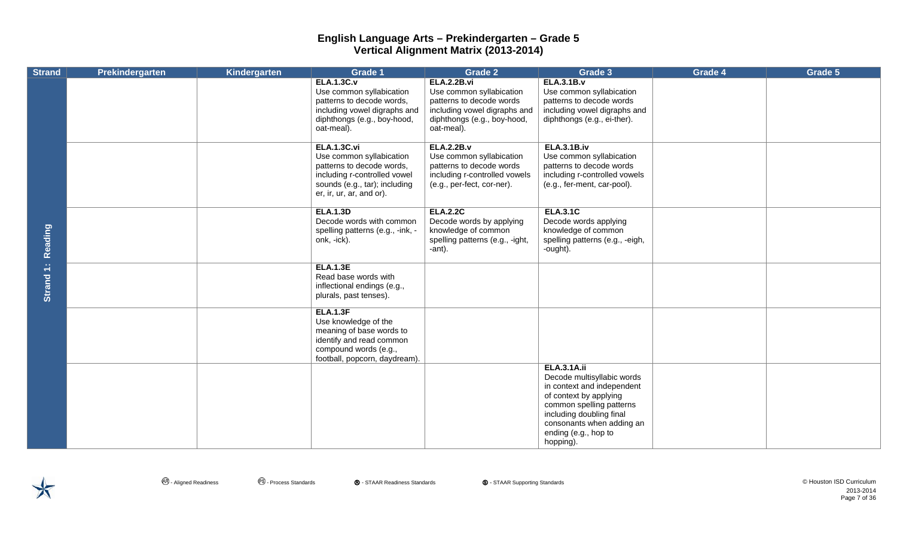# English Language Arts – Prekindergarten – Grade 5
## Vertical Alignment Matrix (2013-2014)

| Strand | Prekindergarten | Kindergarten | Grade 1 | Grade 2 | Grade 3 | Grade 4 | Grade 5 |
|---|---|---|---|---|---|---|---|
| Strand 1: Reading | | | **ELA.1.3C.v** Use common syllabication patterns to decode words, including vowel digraphs and diphthongs (e.g., boy-hood, oat-meal). | **ELA.2.2B.vi** Use common syllabication patterns to decode words including vowel digraphs and diphthongs (e.g., boy-hood, oat-meal). | **ELA.3.1B.v** Use common syllabication patterns to decode words including vowel digraphs and diphthongs (e.g., ei-ther). | | |
| | | | **ELA.1.3C.vi** Use common syllabication patterns to decode words, including r-controlled vowel sounds (e.g., tar); including er, ir, ur, ar, and or). | **ELA.2.2B.v** Use common syllabication patterns to decode words including r-controlled vowels (e.g., per-fect, cor-ner). | **ELA.3.1B.iv** Use common syllabication patterns to decode words including r-controlled vowels (e.g., fer-ment, car-pool). | | |
| | | | **ELA.1.3D** Decode words with common spelling patterns (e.g., -ink, -onk, -ick). | **ELA.2.2C** Decode words by applying knowledge of common spelling patterns (e.g., -ight, -ant). | **ELA.3.1C** Decode words applying knowledge of common spelling patterns (e.g., -eigh, -ought). | | |
| | | | **ELA.1.3E** Read base words with inflectional endings (e.g., plurals, past tenses). | | | | |
| | | | **ELA.1.3F** Use knowledge of the meaning of base words to identify and read common compound words (e.g., football, popcorn, daydream). | | | | |
| | | | | | **ELA.3.1A.ii** Decode multisyllabic words in context and independent of context by applying common spelling patterns including doubling final consonants when adding an ending (e.g., hop to hopping). | | |

AR - Aligned Readiness PS - Process Standards R - STAAR Readiness Standards S - STAAR Supporting Standards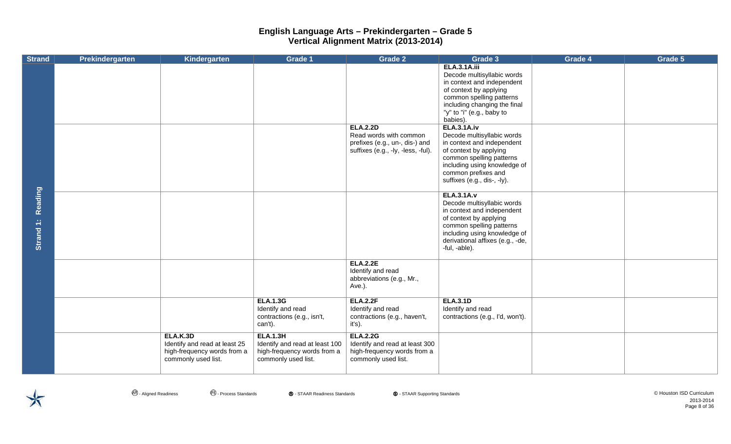# English Language Arts – Prekindergarten – Grade 5
## Vertical Alignment Matrix (2013-2014)

| Strand | Prekindergarten | Kindergarten | Grade 1 | Grade 2 | Grade 3 | Grade 4 | Grade 5 |
|---|---|---|---|---|---|---|---|
| Strand 1: Reading | | | | | **ELA.3.1A.iii** Decode multisyllabic words in context and independent of context by applying common spelling patterns including changing the final "y" to "i" (e.g., baby to babies). | | |
| | | | | **ELA.2.2D** Read words with common prefixes (e.g., un-, dis-) and suffixes (e.g., -ly, -less, -ful). | **ELA.3.1A.iv** Decode multisyllabic words in context and independent of context by applying common spelling patterns including using knowledge of common prefixes and suffixes (e.g., dis-, -ly). | | |
| | | | | | **ELA.3.1A.v** Decode multisyllabic words in context and independent of context by applying common spelling patterns including using knowledge of derivational affixes (e.g., -de, -ful, -able). | | |
| | | | | **ELA.2.2E** Identify and read abbreviations (e.g., Mr., Ave.). | | | |
| | | | **ELA.1.3G** Identify and read contractions (e.g., isn't, can't). | **ELA.2.2F** Identify and read contractions (e.g., haven't, it's). | **ELA.3.1D** Identify and read contractions (e.g., I'd, won't). | | |
| | | **ELA.K.3D** Identify and read at least 25 high-frequency words from a commonly used list. | **ELA.1.3H** Identify and read at least 100 high-frequency words from a commonly used list. | **ELA.2.2G** Identify and read at least 300 high-frequency words from a commonly used list. | | | |

AR - Aligned Readiness PS - Process Standards R - STAAR Readiness Standards S - STAAR Supporting Standards

© Houston ISD Curriculum 2013-2014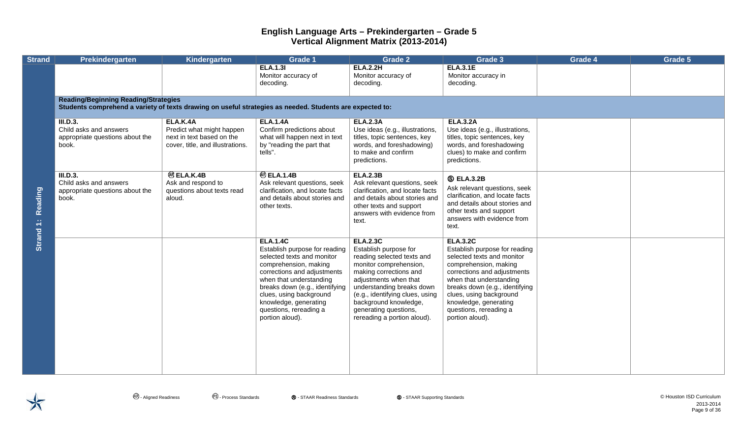# English Language Arts – Prekindergarten – Grade 5
## Vertical Alignment Matrix (2013-2014)

| Strand | Prekindergarten | Kindergarten | Grade 1 | Grade 2 | Grade 3 | Grade 4 | Grade 5 |
|---|---|---|---|---|---|---|---|
| Strand 1: Reading | | | **ELA.1.3I** Monitor accuracy of decoding. | **ELA.2.2H** Monitor accuracy of decoding. | **ELA.3.1E** Monitor accuracy in decoding. | | |
| | **Reading/Beginning Reading/Strategies** **Students comprehend a variety of texts drawing on useful strategies as needed. Students are expected to:** | | | | | | |
| | **III.D.3.** Child asks and answers appropriate questions about the book. | **ELA.K.4A** Predict what might happen next in text based on the cover, title, and illustrations. | **ELA.1.4A** Confirm predictions about what will happen next in text by "reading the part that tells". | **ELA.2.3A** Use ideas (e.g., illustrations, titles, topic sentences, key words, and foreshadowing) to make and confirm predictions. | **ELA.3.2A** Use ideas (e.g., illustrations, titles, topic sentences, key words, and foreshadowing clues) to make and confirm predictions. | | |
| | **III.D.3.** Child asks and answers appropriate questions about the book. | Ⓐⓡ **ELA.K.4B** Ask and respond to questions about texts read aloud. | Ⓐⓡ **ELA.1.4B** Ask relevant questions, seek clarification, and locate facts and details about stories and other texts. | **ELA.2.3B** Ask relevant questions, seek clarification, and locate facts and details about stories and other texts and support answers with evidence from text. | Ⓢ **ELA.3.2B** Ask relevant questions, seek clarification, and locate facts and details about stories and other texts and support answers with evidence from text. | | |
| | | | **ELA.1.4C** Establish purpose for reading selected texts and monitor comprehension, making corrections and adjustments when that understanding breaks down (e.g., identifying clues, using background knowledge, generating questions, rereading a portion aloud). | **ELA.2.3C** Establish purpose for reading selected texts and monitor comprehension, making corrections and adjustments when that understanding breaks down (e.g., identifying clues, using background knowledge, generating questions, rereading a portion aloud). | **ELA.3.2C** Establish purpose for reading selected texts and monitor comprehension, making corrections and adjustments when that understanding breaks down (e.g., identifying clues, using background knowledge, generating questions, rereading a portion aloud). | | |

Ⓐⓡ - Aligned Readiness Ⓟⓢ - Process Standards Ⓡ - STAAR Readiness Standards Ⓢ - STAAR Supporting Standards

© Houston ISD Curriculum 2013-2014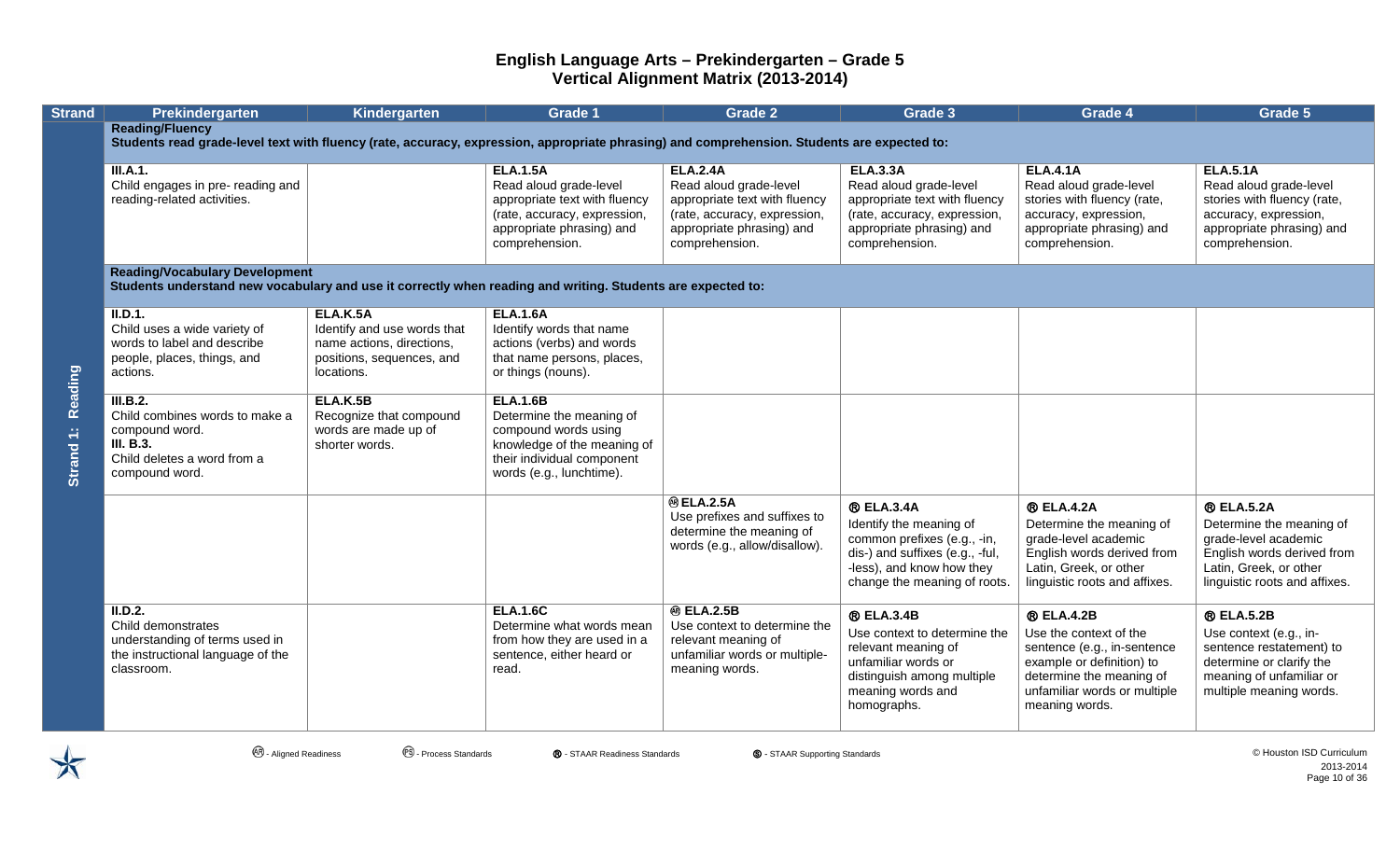# English Language Arts – Prekindergarten – Grade 5
# Vertical Alignment Matrix (2013-2014)

| Strand | Prekindergarten | Kindergarten | Grade 1 | Grade 2 | Grade 3 | Grade 4 | Grade 5 |
|---|---|---|---|---|---|---|---|
| Strand 1: Reading | **Reading/Fluency** Students read grade-level text with fluency (rate, accuracy, expression, appropriate phrasing) and comprehension. Students are expected to: | | | | | | |
| | **III.A.1.** Child engages in pre- reading and reading-related activities. | | **ELA.1.5A** Read aloud grade-level appropriate text with fluency (rate, accuracy, expression, appropriate phrasing) and comprehension. | **ELA.2.4A** Read aloud grade-level appropriate text with fluency (rate, accuracy, expression, appropriate phrasing) and comprehension. | **ELA.3.3A** Read aloud grade-level appropriate text with fluency (rate, accuracy, expression, appropriate phrasing) and comprehension. | **ELA.4.1A** Read aloud grade-level stories with fluency (rate, accuracy, expression, appropriate phrasing) and comprehension. | **ELA.5.1A** Read aloud grade-level stories with fluency (rate, accuracy, expression, appropriate phrasing) and comprehension. |
| | **Reading/Vocabulary Development** Students understand new vocabulary and use it correctly when reading and writing. Students are expected to: | | | | | | |
| | **II.D.1.** Child uses a wide variety of words to label and describe people, places, things, and actions. | **ELA.K.5A** Identify and use words that name actions, directions, positions, sequences, and locations. | **ELA.1.6A** Identify words that name actions (verbs) and words that name persons, places, or things (nouns). | | | | |
| | **III.B.2.** Child combines words to make a compound word. **III. B.3.** Child deletes a word from a compound word. | **ELA.K.5B** Recognize that compound words are made up of shorter words. | **ELA.1.6B** Determine the meaning of compound words using knowledge of the meaning of their individual component words (e.g., lunchtime). | | | | |
| | | | | (AR) **ELA.2.5A** Use prefixes and suffixes to determine the meaning of words (e.g., allow/disallow). | (R) **ELA.3.4A** Identify the meaning of common prefixes (e.g., -in, dis-) and suffixes (e.g., -ful, -less), and know how they change the meaning of roots. | (R) **ELA.4.2A** Determine the meaning of grade-level academic English words derived from Latin, Greek, or other linguistic roots and affixes. | (R) **ELA.5.2A** Determine the meaning of grade-level academic English words derived from Latin, Greek, or other linguistic roots and affixes. |
| | **II.D.2.** Child demonstrates understanding of terms used in the instructional language of the classroom. | | **ELA.1.6C** Determine what words mean from how they are used in a sentence, either heard or read. | (AR) **ELA.2.5B** Use context to determine the relevant meaning of unfamiliar words or multiple-meaning words. | (R) **ELA.3.4B** Use context to determine the relevant meaning of unfamiliar words or distinguish among multiple meaning words and homographs. | (R) **ELA.4.2B** Use the context of the sentence (e.g., in-sentence example or definition) to determine the meaning of unfamiliar words or multiple meaning words. | (R) **ELA.5.2B** Use context (e.g., in-sentence restatement) to determine or clarify the meaning of unfamiliar or multiple meaning words. |

(AR) - Aligned Readiness (PS) - Process Standards (R) - STAAR Readiness Standards (S) - STAAR Supporting Standards

© Houston ISD Curriculum 2013-2014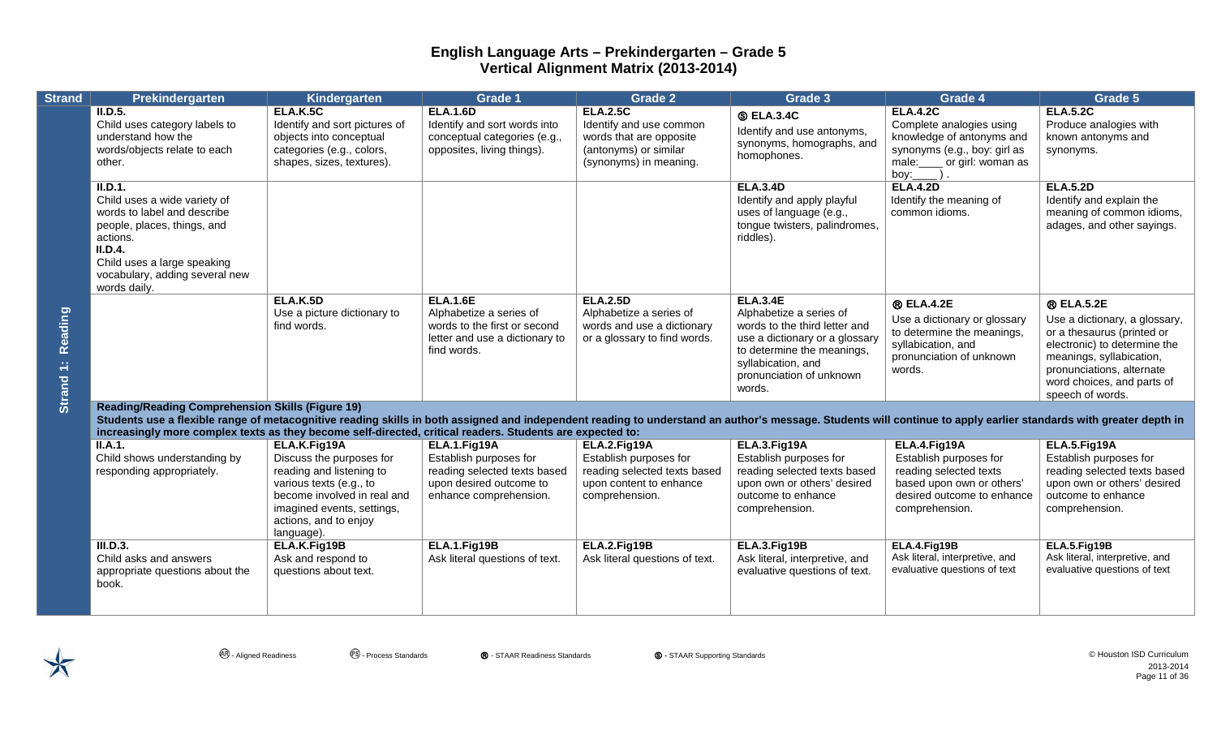# English Language Arts – Prekindergarten – Grade 5
## Vertical Alignment Matrix (2013-2014)

| Strand | Prekindergarten | Kindergarten | Grade 1 | Grade 2 | Grade 3 | Grade 4 | Grade 5 |
|---|---|---|---|---|---|---|---|
| Strand 1: Reading | **II.D.5.** Child uses category labels to understand how the words/objects relate to each other. | **ELA.K.5C** Identify and sort pictures of objects into conceptual categories (e.g., colors, shapes, sizes, textures). | **ELA.1.6D** Identify and sort words into conceptual categories (e.g., opposites, living things). | **ELA.2.5C** Identify and use common words that are opposite (antonyms) or similar (synonyms) in meaning. | Ⓢ **ELA.3.4C** Identify and use antonyms, synonyms, homographs, and homophones. | **ELA.4.2C** Complete analogies using knowledge of antonyms and synonyms (e.g., boy: girl as male:____ or girl: woman as boy:____ ) . | **ELA.5.2C** Produce analogies with known antonyms and synonyms. |
| | **II.D.1.** Child uses a wide variety of words to label and describe people, places, things, and actions. **II.D.4.** Child uses a large speaking vocabulary, adding several new words daily. | | | | **ELA.3.4D** Identify and apply playful uses of language (e.g., tongue twisters, palindromes, riddles). | **ELA.4.2D** Identify the meaning of common idioms. | **ELA.5.2D** Identify and explain the meaning of common idioms, adages, and other sayings. |
| | | **ELA.K.5D** Use a picture dictionary to find words. | **ELA.1.6E** Alphabetize a series of words to the first or second letter and use a dictionary to find words. | **ELA.2.5D** Alphabetize a series of words and use a dictionary or a glossary to find words. | **ELA.3.4E** Alphabetize a series of words to the third letter and use a dictionary or a glossary to determine the meanings, syllabication, and pronunciation of unknown words. | Ⓡ **ELA.4.2E** Use a dictionary or glossary to determine the meanings, syllabication, and pronunciation of unknown words. | Ⓡ **ELA.5.2E** Use a dictionary, a glossary, or a thesaurus (printed or electronic) to determine the meanings, syllabication, pronunciations, alternate word choices, and parts of speech of words. |
| | **Reading/Reading Comprehension Skills (Figure 19)** Students use a flexible range of metacognitive reading skills in both assigned and independent reading to understand an author's message. Students will continue to apply earlier standards with greater depth in increasingly more complex texts as they become self-directed, critical readers. Students are expected to: | | | | | | |
| | **II.A.1.** Child shows understanding by responding appropriately. | **ELA.K.Fig19A** Discuss the purposes for reading and listening to various texts (e.g., to become involved in real and imagined events, settings, actions, and to enjoy language). | **ELA.1.Fig19A** Establish purposes for reading selected texts based upon desired outcome to enhance comprehension. | **ELA.2.Fig19A** Establish purposes for reading selected texts based upon content to enhance comprehension. | **ELA.3.Fig19A** Establish purposes for reading selected texts based upon own or others' desired outcome to enhance comprehension. | **ELA.4.Fig19A** Establish purposes for reading selected texts based upon own or others' desired outcome to enhance comprehension. | **ELA.5.Fig19A** Establish purposes for reading selected texts based upon own or others' desired outcome to enhance comprehension. |
| | **III.D.3.** Child asks and answers appropriate questions about the book. | **ELA.K.Fig19B** Ask and respond to questions about text. | **ELA.1.Fig19B** Ask literal questions of text. | **ELA.2.Fig19B** Ask literal questions of text. | **ELA.3.Fig19B** Ask literal, interpretive, and evaluative questions of text. | **ELA.4.Fig19B** Ask literal, interpretive, and evaluative questions of text | **ELA.5.Fig19B** Ask literal, interpretive, and evaluative questions of text |

Ⓐ - Aligned Readiness Ⓟ - Process Standards Ⓡ - STAAR Readiness Standards Ⓢ - STAAR Supporting Standards

© Houston ISD Curriculum 2013-2014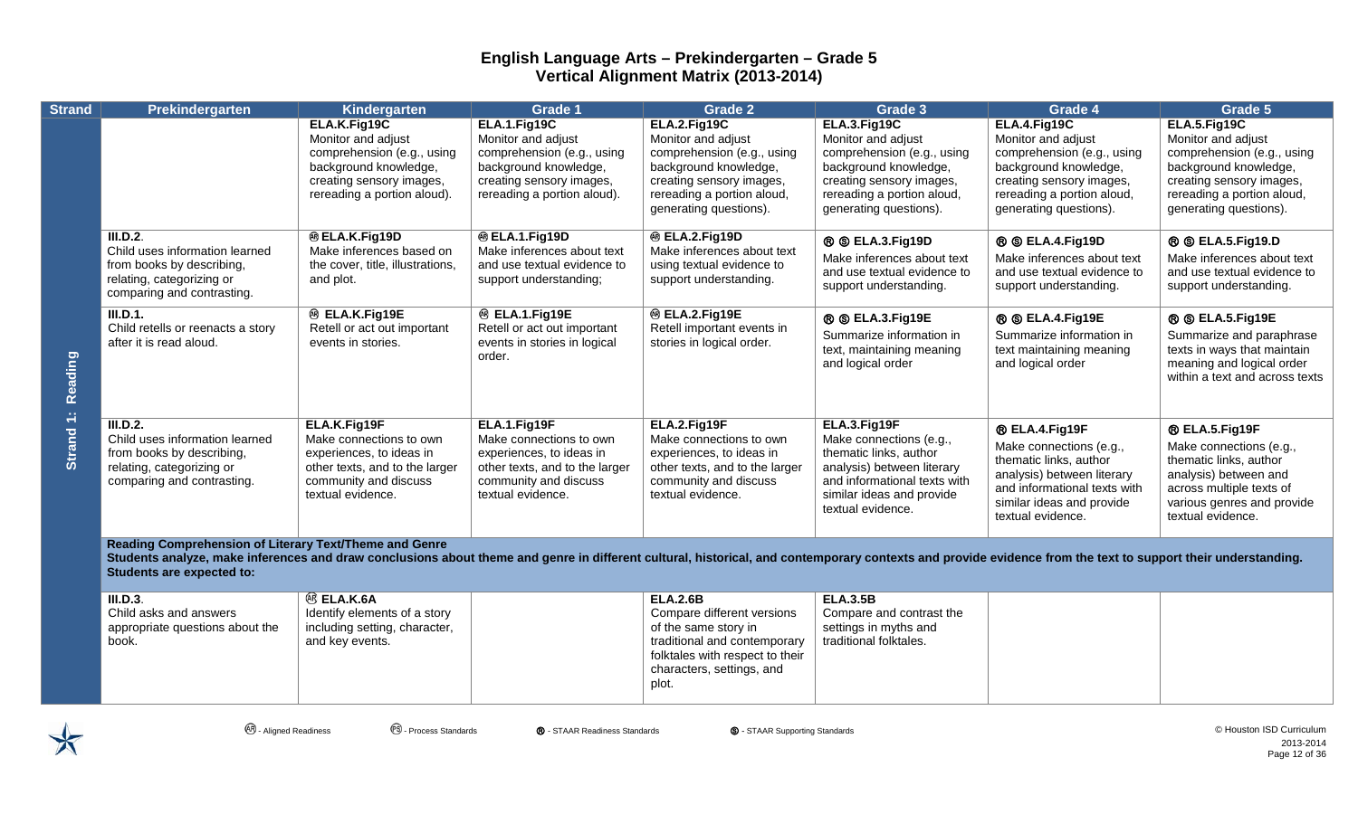# English Language Arts – Prekindergarten – Grade 5
## Vertical Alignment Matrix (2013-2014)

| Strand | Prekindergarten | Kindergarten | Grade 1 | Grade 2 | Grade 3 | Grade 4 | Grade 5 |
|---|---|---|---|---|---|---|---|
| Strand 1: Reading | | ELA.K.Fig19C<br>Monitor and adjust comprehension (e.g., using background knowledge, creating sensory images, rereading a portion aloud). | ELA.1.Fig19C<br>Monitor and adjust comprehension (e.g., using background knowledge, creating sensory images, rereading a portion aloud). | ELA.2.Fig19C<br>Monitor and adjust comprehension (e.g., using background knowledge, creating sensory images, rereading a portion aloud, generating questions). | ELA.3.Fig19C<br>Monitor and adjust comprehension (e.g., using background knowledge, creating sensory images, rereading a portion aloud, generating questions). | ELA.4.Fig19C<br>Monitor and adjust comprehension (e.g., using background knowledge, creating sensory images, rereading a portion aloud, generating questions). | ELA.5.Fig19C<br>Monitor and adjust comprehension (e.g., using background knowledge, creating sensory images, rereading a portion aloud, generating questions). |
| | III.D.2.<br>Child uses information learned from books by describing, relating, categorizing or comparing and contrasting. | ⓐ ELA.K.Fig19D<br>Make inferences based on the cover, title, illustrations, and plot. | ⓐ ELA.1.Fig19D<br>Make inferences about text and use textual evidence to support understanding; | ⓐ ELA.2.Fig19D<br>Make inferences about text using textual evidence to support understanding. | Ⓡ Ⓢ ELA.3.Fig19D<br>Make inferences about text and use textual evidence to support understanding. | Ⓡ Ⓢ ELA.4.Fig19D<br>Make inferences about text and use textual evidence to support understanding. | Ⓡ Ⓢ ELA.5.Fig19.D<br>Make inferences about text and use textual evidence to support understanding. |
| | III.D.1.<br>Child retells or reenacts a story after it is read aloud. | ⓐ ELA.K.Fig19E<br>Retell or act out important events in stories. | ⓐ ELA.1.Fig19E<br>Retell or act out important events in stories in logical order. | ⓐ ELA.2.Fig19E<br>Retell important events in stories in logical order. | Ⓡ Ⓢ ELA.3.Fig19E<br>Summarize information in text, maintaining meaning and logical order | Ⓡ Ⓢ ELA.4.Fig19E<br>Summarize information in text maintaining meaning and logical order | Ⓡ Ⓢ ELA.5.Fig19E<br>Summarize and paraphrase texts in ways that maintain meaning and logical order within a text and across texts |
| | III.D.2.<br>Child uses information learned from books by describing, relating, categorizing or comparing and contrasting. | ELA.K.Fig19F<br>Make connections to own experiences, to ideas in other texts, and to the larger community and discuss textual evidence. | ELA.1.Fig19F<br>Make connections to own experiences, to ideas in other texts, and to the larger community and discuss textual evidence. | ELA.2.Fig19F<br>Make connections to own experiences, to ideas in other texts, and to the larger community and discuss textual evidence. | ELA.3.Fig19F<br>Make connections (e.g., thematic links, author analysis) between literary and informational texts with similar ideas and provide textual evidence. | Ⓡ ELA.4.Fig19F<br>Make connections (e.g., thematic links, author analysis) between literary and informational texts with similar ideas and provide textual evidence. | Ⓡ ELA.5.Fig19F<br>Make connections (e.g., thematic links, author analysis) between and across multiple texts of various genres and provide textual evidence. |
| | **Reading Comprehension of Literary Text/Theme and Genre**<br>**Students analyze, make inferences and draw conclusions about theme and genre in different cultural, historical, and contemporary contexts and provide evidence from the text to support their understanding. Students are expected to:** | | | | | | |
| | III.D.3.<br>Child asks and answers appropriate questions about the book. | ⓐ ELA.K.6A<br>Identify elements of a story including setting, character, and key events. | | ELA.2.6B<br>Compare different versions of the same story in traditional and contemporary folktales with respect to their characters, settings, and plot. | ELA.3.5B<br>Compare and contrast the settings in myths and traditional folktales. | | |

ⓐ - Aligned Readiness　Ⓟ - Process Standards　Ⓡ - STAAR Readiness Standards　Ⓢ - STAAR Supporting Standards

© Houston ISD Curriculum 2013-2014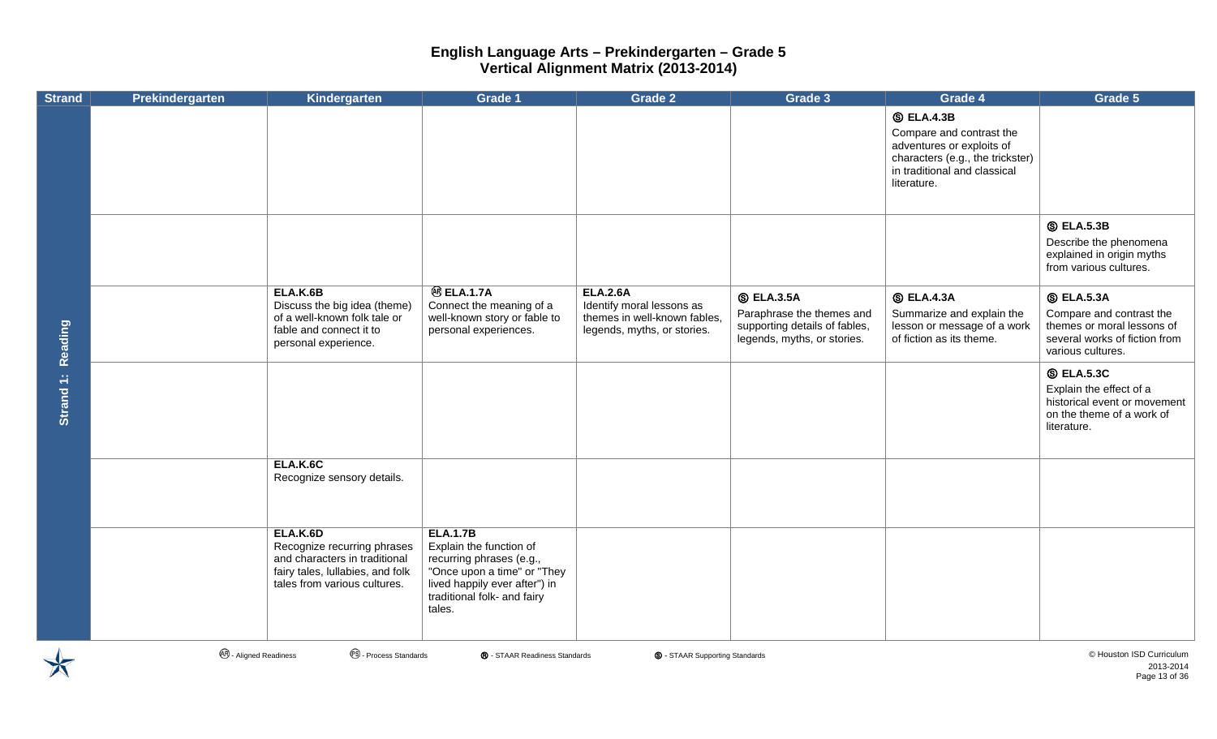# English Language Arts – Prekindergarten – Grade 5
## Vertical Alignment Matrix (2013-2014)

| Strand | Prekindergarten | Kindergarten | Grade 1 | Grade 2 | Grade 3 | Grade 4 | Grade 5 |
|---|---|---|---|---|---|---|---|
| Strand 1: Reading | | | | | | Ⓢ **ELA.4.3B** Compare and contrast the adventures or exploits of characters (e.g., the trickster) in traditional and classical literature. | |
| | | | | | | | Ⓢ **ELA.5.3B** Describe the phenomena explained in origin myths from various cultures. |
| | | **ELA.K.6B** Discuss the big idea (theme) of a well-known folk tale or fable and connect it to personal experience. | Ⓐⓡ **ELA.1.7A** Connect the meaning of a well-known story or fable to personal experiences. | **ELA.2.6A** Identify moral lessons as themes in well-known fables, legends, myths, or stories. | Ⓢ **ELA.3.5A** Paraphrase the themes and supporting details of fables, legends, myths, or stories. | Ⓢ **ELA.4.3A** Summarize and explain the lesson or message of a work of fiction as its theme. | Ⓢ **ELA.5.3A** Compare and contrast the themes or moral lessons of several works of fiction from various cultures. |
| | | | | | | | Ⓢ **ELA.5.3C** Explain the effect of a historical event or movement on the theme of a work of literature. |
| | | **ELA.K.6C** Recognize sensory details. | | | | | |
| | | **ELA.K.6D** Recognize recurring phrases and characters in traditional fairy tales, lullabies, and folk tales from various cultures. | **ELA.1.7B** Explain the function of recurring phrases (e.g., "Once upon a time" or "They lived happily ever after") in traditional folk- and fairy tales. | | | | |

Ⓐⓡ - Aligned Readiness Ⓟⓢ - Process Standards Ⓡ - STAAR Readiness Standards Ⓢ - STAAR Supporting Standards

© Houston ISD Curriculum 2013-2014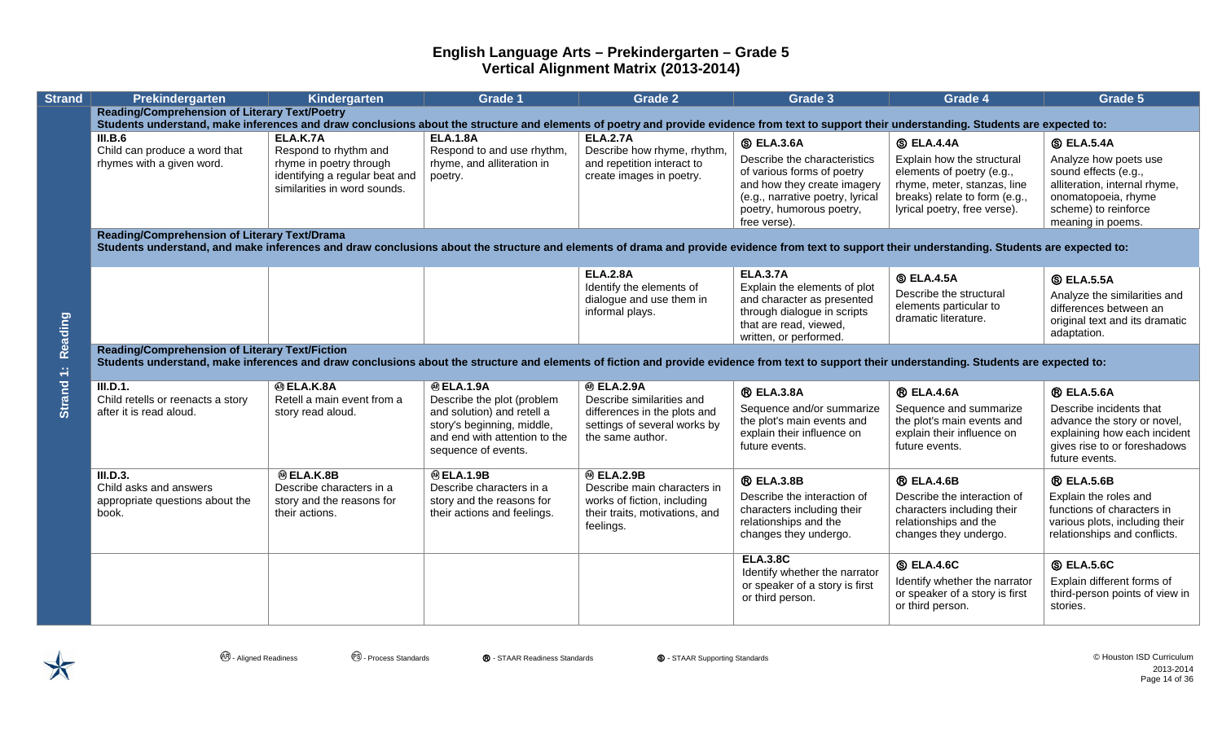# English Language Arts – Prekindergarten – Grade 5
## Vertical Alignment Matrix (2013-2014)

| Strand | Prekindergarten | Kindergarten | Grade 1 | Grade 2 | Grade 3 | Grade 4 | Grade 5 |
|---|---|---|---|---|---|---|---|
| Strand 1: Reading | **Reading/Comprehension of Literary Text/Poetry** **Students understand, make inferences and draw conclusions about the structure and elements of poetry and provide evidence from text to support their understanding. Students are expected to:** | | | | | | |
| | **III.B.6** Child can produce a word that rhymes with a given word. | **ELA.K.7A** Respond to rhythm and rhyme in poetry through identifying a regular beat and similarities in word sounds. | **ELA.1.8A** Respond to and use rhythm, rhyme, and alliteration in poetry. | **ELA.2.7A** Describe how rhyme, rhythm, and repetition interact to create images in poetry. | Ⓢ **ELA.3.6A** Describe the characteristics of various forms of poetry and how they create imagery (e.g., narrative poetry, lyrical poetry, humorous poetry, free verse). | Ⓢ **ELA.4.4A** Explain how the structural elements of poetry (e.g., rhyme, meter, stanzas, line breaks) relate to form (e.g., lyrical poetry, free verse). | Ⓢ **ELA.5.4A** Analyze how poets use sound effects (e.g., alliteration, internal rhyme, onomatopoeia, rhyme scheme) to reinforce meaning in poems. |
| | **Reading/Comprehension of Literary Text/Drama** **Students understand, and make inferences and draw conclusions about the structure and elements of drama and provide evidence from text to support their understanding. Students are expected to:** | | | | | | |
| | | | | **ELA.2.8A** Identify the elements of dialogue and use them in informal plays. | **ELA.3.7A** Explain the elements of plot and character as presented through dialogue in scripts that are read, viewed, written, or performed. | Ⓢ **ELA.4.5A** Describe the structural elements particular to dramatic literature. | Ⓢ **ELA.5.5A** Analyze the similarities and differences between an original text and its dramatic adaptation. |
| | **Reading/Comprehension of Literary Text/Fiction** **Students understand, make inferences and draw conclusions about the structure and elements of fiction and provide evidence from text to support their understanding. Students are expected to:** | | | | | | |
| | **III.D.1.** Child retells or reenacts a story after it is read aloud. | Ⓐ**ELA.K.8A** Retell a main event from a story read aloud. | Ⓐ**ELA.1.9A** Describe the plot (problem and solution) and retell a story's beginning, middle, and end with attention to the sequence of events. | Ⓐ **ELA.2.9A** Describe similarities and differences in the plots and settings of several works by the same author. | Ⓡ **ELA.3.8A** Sequence and/or summarize the plot's main events and explain their influence on future events. | Ⓡ **ELA.4.6A** Sequence and summarize the plot's main events and explain their influence on future events. | Ⓡ **ELA.5.6A** Describe incidents that advance the story or novel, explaining how each incident gives rise to or foreshadows future events. |
| | **III.D.3.** Child asks and answers appropriate questions about the book. | Ⓐ**ELA.K.8B** Describe characters in a story and the reasons for their actions. | Ⓐ**ELA.1.9B** Describe characters in a story and the reasons for their actions and feelings. | Ⓐ **ELA.2.9B** Describe main characters in works of fiction, including their traits, motivations, and feelings. | Ⓡ **ELA.3.8B** Describe the interaction of characters including their relationships and the changes they undergo. | Ⓡ **ELA.4.6B** Describe the interaction of characters including their relationships and the changes they undergo. | Ⓡ **ELA.5.6B** Explain the roles and functions of characters in various plots, including their relationships and conflicts. |
| | | | | | **ELA.3.8C** Identify whether the narrator or speaker of a story is first or third person. | Ⓢ **ELA.4.6C** Identify whether the narrator or speaker of a story is first or third person. | Ⓢ **ELA.5.6C** Explain different forms of third-person points of view in stories. |

Ⓐ - Aligned Readiness Ⓟ - Process Standards Ⓡ - STAAR Readiness Standards Ⓢ - STAAR Supporting Standards

© Houston ISD Curriculum 2013-2014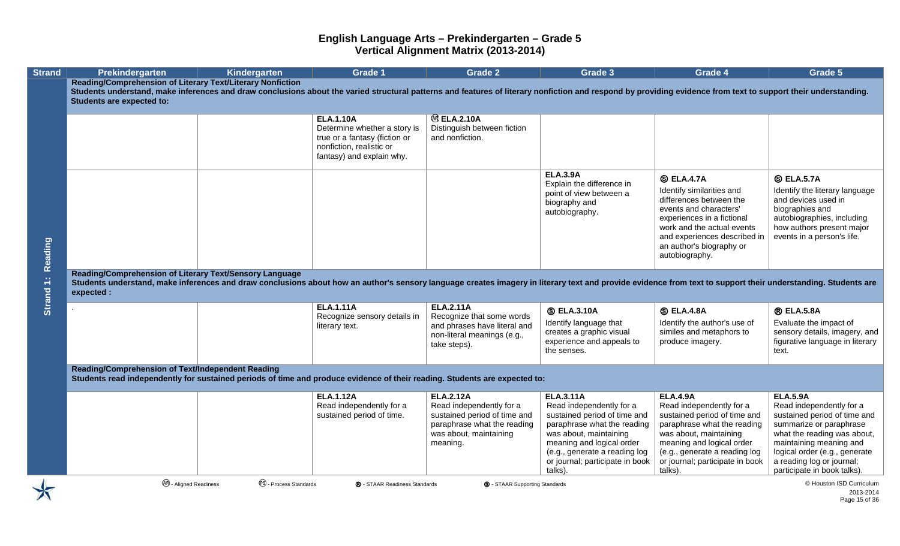# English Language Arts – Prekindergarten – Grade 5
## Vertical Alignment Matrix (2013-2014)

| Strand | Prekindergarten | Kindergarten | Grade 1 | Grade 2 | Grade 3 | Grade 4 | Grade 5 |
|---|---|---|---|---|---|---|---|
| Strand 1: Reading | **Reading/Comprehension of Literary Text/Literary Nonfiction** Students understand, make inferences and draw conclusions about the varied structural patterns and features of literary nonfiction and respond by providing evidence from text to support their understanding. Students are expected to: | | | | | | |
| | | | **ELA.1.10A** Determine whether a story is true or a fantasy (fiction or nonfiction, realistic or fantasy) and explain why. | Ⓐⓡ **ELA.2.10A** Distinguish between fiction and nonfiction. | | | |
| | | | | | **ELA.3.9A** Explain the difference in point of view between a biography and autobiography. | Ⓢ **ELA.4.7A** Identify similarities and differences between the events and characters' experiences in a fictional work and the actual events and experiences described in an author's biography or autobiography. | Ⓢ **ELA.5.7A** Identify the literary language and devices used in biographies and autobiographies, including how authors present major events in a person's life. |
| | **Reading/Comprehension of Literary Text/Sensory Language** Students understand, make inferences and draw conclusions about how an author's sensory language creates imagery in literary text and provide evidence from text to support their understanding. Students are expected : | | | | | | |
| | . | | **ELA.1.11A** Recognize sensory details in literary text. | **ELA.2.11A** Recognize that some words and phrases have literal and non-literal meanings (e.g., take steps). | Ⓢ **ELA.3.10A** Identify language that creates a graphic visual experience and appeals to the senses. | Ⓢ **ELA.4.8A** Identify the author's use of similes and metaphors to produce imagery. | Ⓡ **ELA.5.8A** Evaluate the impact of sensory details, imagery, and figurative language in literary text. |
| | **Reading/Comprehension of Text/Independent Reading** Students read independently for sustained periods of time and produce evidence of their reading. Students are expected to: | | | | | | |
| | | | **ELA.1.12A** Read independently for a sustained period of time. | **ELA.2.12A** Read independently for a sustained period of time and paraphrase what the reading was about, maintaining meaning. | **ELA.3.11A** Read independently for a sustained period of time and paraphrase what the reading was about, maintaining meaning and logical order (e.g., generate a reading log or journal; participate in book talks). | **ELA.4.9A** Read independently for a sustained period of time and paraphrase what the reading was about, maintaining meaning and logical order (e.g., generate a reading log or journal; participate in book talks). | **ELA.5.9A** Read independently for a sustained period of time and summarize or paraphrase what the reading was about, maintaining meaning and logical order (e.g., generate a reading log or journal; participate in book talks). |

Ⓐⓡ - Aligned Readiness Ⓟⓢ - Process Standards Ⓡ - STAAR Readiness Standards Ⓢ - STAAR Supporting Standards

© Houston ISD Curriculum 2013-2014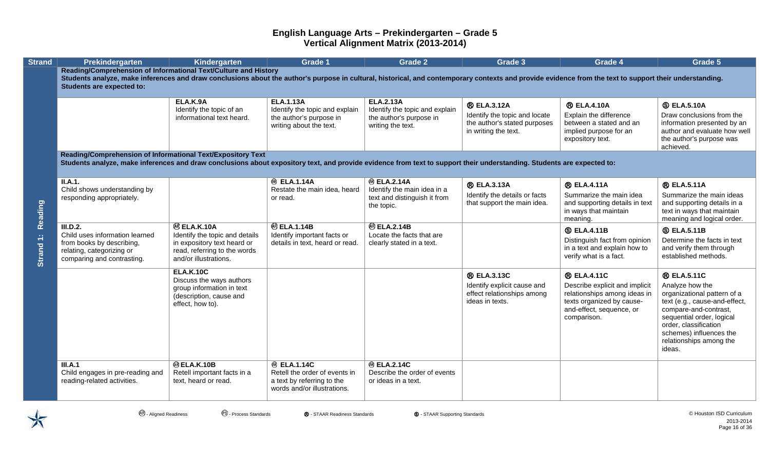# English Language Arts – Prekindergarten – Grade 5
## Vertical Alignment Matrix (2013-2014)

| Strand | Prekindergarten | Kindergarten | Grade 1 | Grade 2 | Grade 3 | Grade 4 | Grade 5 |
|---|---|---|---|---|---|---|---|
| Strand 1: Reading | **Reading/Comprehension of Informational Text/Culture and History** **Students analyze, make inferences and draw conclusions about the author's purpose in cultural, historical, and contemporary contexts and provide evidence from the text to support their understanding. Students are expected to:** | | | | | | |
| | | **ELA.K.9A** Identify the topic of an informational text heard. | **ELA.1.13A** Identify the topic and explain the author's purpose in writing about the text. | **ELA.2.13A** Identify the topic and explain the author's purpose in writing the text. | **Ⓡ ELA.3.12A** Identify the topic and locate the author's stated purposes in writing the text. | **Ⓡ ELA.4.10A** Explain the difference between a stated and an implied purpose for an expository text. | **Ⓢ ELA.5.10A** Draw conclusions from the information presented by an author and evaluate how well the author's purpose was achieved. |
| | **Reading/Comprehension of Informational Text/Expository Text** **Students analyze, make inferences and draw conclusions about expository text, and provide evidence from text to support their understanding. Students are expected to:** | | | | | | |
| | **II.A.1.** Child shows understanding by responding appropriately. | | Ⓐⓡ **ELA.1.14A** Restate the main idea, heard or read. | Ⓐⓡ **ELA.2.14A** Identify the main idea in a text and distinguish it from the topic. | **Ⓡ ELA.3.13A** Identify the details or facts that support the main idea. | **Ⓡ ELA.4.11A** Summarize the main idea and supporting details in text in ways that maintain meaning. | **Ⓡ ELA.5.11A** Summarize the main ideas and supporting details in a text in ways that maintain meaning and logical order. |
| | **III.D.2.** Child uses information learned from books by describing, relating, categorizing or comparing and contrasting. | Ⓐⓡ **ELA.K.10A** Identify the topic and details in expository text heard or read, referring to the words and/or illustrations. | Ⓐⓡ **ELA.1.14B** Identify important facts or details in text, heard or read. | Ⓐⓡ **ELA.2.14B** Locate the facts that are clearly stated in a text. | | **Ⓢ ELA.4.11B** Distinguish fact from opinion in a text and explain how to verify what is a fact. | **Ⓢ ELA.5.11B** Determine the facts in text and verify them through established methods. |
| | | **ELA.K.10C** Discuss the ways authors group information in text (description, cause and effect, how to). | | | **Ⓡ ELA.3.13C** Identify explicit cause and effect relationships among ideas in texts. | **Ⓡ ELA.4.11C** Describe explicit and implicit relationships among ideas in texts organized by cause-and-effect, sequence, or comparison. | **Ⓡ ELA.5.11C** Analyze how the organizational pattern of a text (e.g., cause-and-effect, compare-and-contrast, sequential order, logical order, classification schemes) influences the relationships among the ideas. |
| | **III.A.1** Child engages in pre-reading and reading-related activities. | Ⓐⓡ **ELA.K.10B** Retell important facts in a text, heard or read. | Ⓐⓡ **ELA.1.14C** Retell the order of events in a text by referring to the words and/or illustrations. | Ⓐⓡ **ELA.2.14C** Describe the order of events or ideas in a text. | | | |

Ⓐⓡ - Aligned Readiness Ⓟⓢ - Process Standards Ⓡ - STAAR Readiness Standards Ⓢ - STAAR Supporting Standards

© Houston ISD Curriculum 2013-2014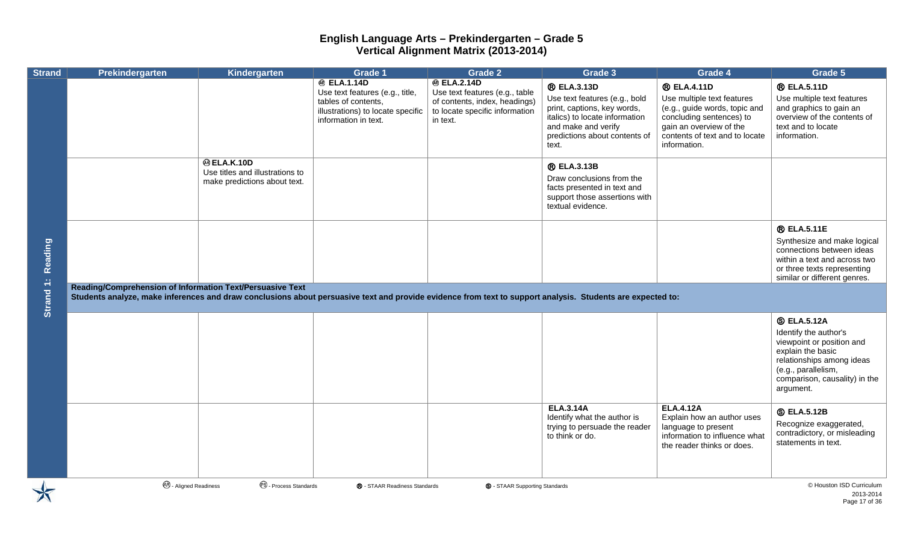# English Language Arts – Prekindergarten – Grade 5
## Vertical Alignment Matrix (2013-2014)

| Strand | Prekindergarten | Kindergarten | Grade 1 | Grade 2 | Grade 3 | Grade 4 | Grade 5 |
|---|---|---|---|---|---|---|---|
| Strand 1: Reading | | | (AR) **ELA.1.14D** Use text features (e.g., title, tables of contents, illustrations) to locate specific information in text. | (AR) **ELA.2.14D** Use text features (e.g., table of contents, index, headings) to locate specific information in text. | (R) **ELA.3.13D** Use text features (e.g., bold print, captions, key words, italics) to locate information and make and verify predictions about contents of text. | (R) **ELA.4.11D** Use multiple text features (e.g., guide words, topic and concluding sentences) to gain an overview of the contents of text and to locate information. | (R) **ELA.5.11D** Use multiple text features and graphics to gain an overview of the contents of text and to locate information. |
| | | (AR) **ELA.K.10D** Use titles and illustrations to make predictions about text. | | | (R) **ELA.3.13B** Draw conclusions from the facts presented in text and support those assertions with textual evidence. | | |
| | | | | | | | (R) **ELA.5.11E** Synthesize and make logical connections between ideas within a text and across two or three texts representing similar or different genres. |
| | **Reading/Comprehension of Information Text/Persuasive Text** Students analyze, make inferences and draw conclusions about persuasive text and provide evidence from text to support analysis. Students are expected to: | | | | | | |
| | | | | | | | (S) **ELA.5.12A** Identify the author's viewpoint or position and explain the basic relationships among ideas (e.g., parallelism, comparison, causality) in the argument. |
| | | | | | **ELA.3.14A** Identify what the author is trying to persuade the reader to think or do. | **ELA.4.12A** Explain how an author uses language to present information to influence what the reader thinks or does. | (S) **ELA.5.12B** Recognize exaggerated, contradictory, or misleading statements in text. |

(AR) - Aligned Readiness (PS) - Process Standards (R) - STAAR Readiness Standards (S) - STAAR Supporting Standards

© Houston ISD Curriculum 2013-2014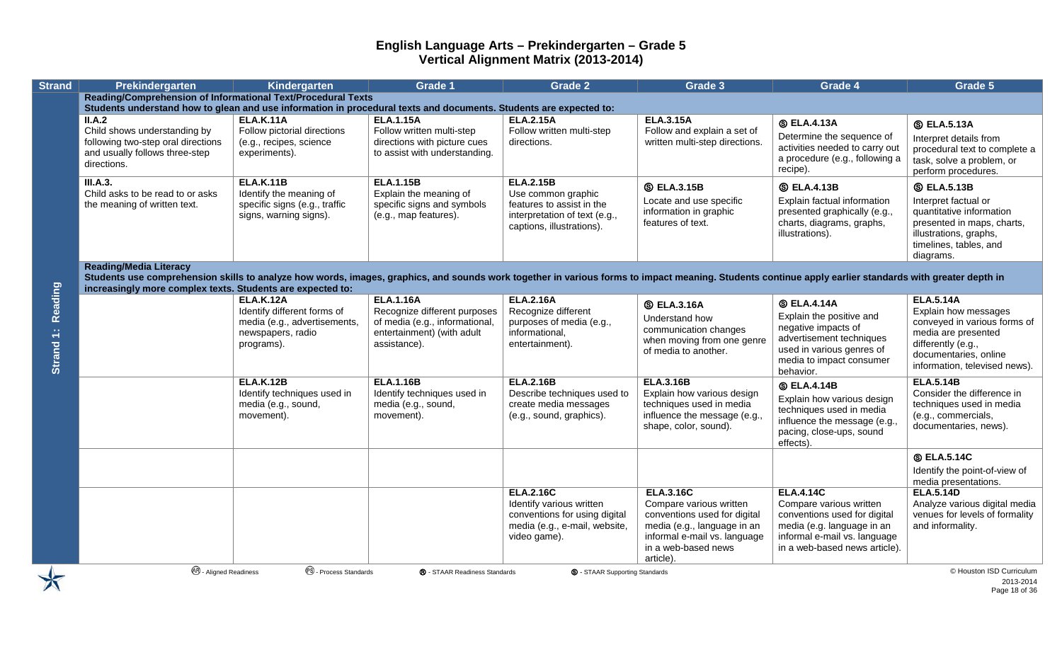# English Language Arts – Prekindergarten – Grade 5
## Vertical Alignment Matrix (2013-2014)

| Strand | Prekindergarten | Kindergarten | Grade 1 | Grade 2 | Grade 3 | Grade 4 | Grade 5 |
|---|---|---|---|---|---|---|---|
| Strand 1: Reading | **Reading/Comprehension of Informational Text/Procedural Texts** Students understand how to glean and use information in procedural texts and documents. Students are expected to: | | | | | | |
| | **II.A.2** Child shows understanding by following two-step oral directions and usually follows three-step directions. | **ELA.K.11A** Follow pictorial directions (e.g., recipes, science experiments). | **ELA.1.15A** Follow written multi-step directions with picture cues to assist with understanding. | **ELA.2.15A** Follow written multi-step directions. | **ELA.3.15A** Follow and explain a set of written multi-step directions. | Ⓢ **ELA.4.13A** Determine the sequence of activities needed to carry out a procedure (e.g., following a recipe). | Ⓢ **ELA.5.13A** Interpret details from procedural text to complete a task, solve a problem, or perform procedures. |
| | **III.A.3.** Child asks to be read to or asks the meaning of written text. | **ELA.K.11B** Identify the meaning of specific signs (e.g., traffic signs, warning signs). | **ELA.1.15B** Explain the meaning of specific signs and symbols (e.g., map features). | **ELA.2.15B** Use common graphic features to assist in the interpretation of text (e.g., captions, illustrations). | Ⓢ **ELA.3.15B** Locate and use specific information in graphic features of text. | Ⓢ **ELA.4.13B** Explain factual information presented graphically (e.g., charts, diagrams, graphs, illustrations). | Ⓢ **ELA.5.13B** Interpret factual or quantitative information presented in maps, charts, illustrations, graphs, timelines, tables, and diagrams. |
| | **Reading/Media Literacy** Students use comprehension skills to analyze how words, images, graphics, and sounds work together in various forms to impact meaning. Students continue apply earlier standards with greater depth in increasingly more complex texts. Students are expected to: | | | | | | |
| | | **ELA.K.12A** Identify different forms of media (e.g., advertisements, newspapers, radio programs). | **ELA.1.16A** Recognize different purposes of media (e.g., informational, entertainment) (with adult assistance). | **ELA.2.16A** Recognize different purposes of media (e.g., informational, entertainment). | Ⓢ **ELA.3.16A** Understand how communication changes when moving from one genre of media to another. | Ⓢ **ELA.4.14A** Explain the positive and negative impacts of advertisement techniques used in various genres of media to impact consumer behavior. | **ELA.5.14A** Explain how messages conveyed in various forms of media are presented differently (e.g., documentaries, online information, televised news). |
| | | **ELA.K.12B** Identify techniques used in media (e.g., sound, movement). | **ELA.1.16B** Identify techniques used in media (e.g., sound, movement). | **ELA.2.16B** Describe techniques used to create media messages (e.g., sound, graphics). | **ELA.3.16B** Explain how various design techniques used in media influence the message (e.g., shape, color, sound). | Ⓢ **ELA.4.14B** Explain how various design techniques used in media influence the message (e.g., pacing, close-ups, sound effects). | **ELA.5.14B** Consider the difference in techniques used in media (e.g., commercials, documentaries, news). |
| | | | | | | | Ⓢ **ELA.5.14C** Identify the point-of-view of media presentations. |
| | | | | **ELA.2.16C** Identify various written conventions for using digital media (e.g., e-mail, website, video game). | **ELA.3.16C** Compare various written conventions used for digital media (e.g., language in an informal e-mail vs. language in a web-based news article). | **ELA.4.14C** Compare various written conventions used for digital media (e.g. language in an informal e-mail vs. language in a web-based news article). | **ELA.5.14D** Analyze various digital media venues for levels of formality and informality. |

Ⓐ - Aligned Readiness    Ⓟ - Process Standards    Ⓡ - STAAR Readiness Standards    Ⓢ - STAAR Supporting Standards

© Houston ISD Curriculum 2013-2014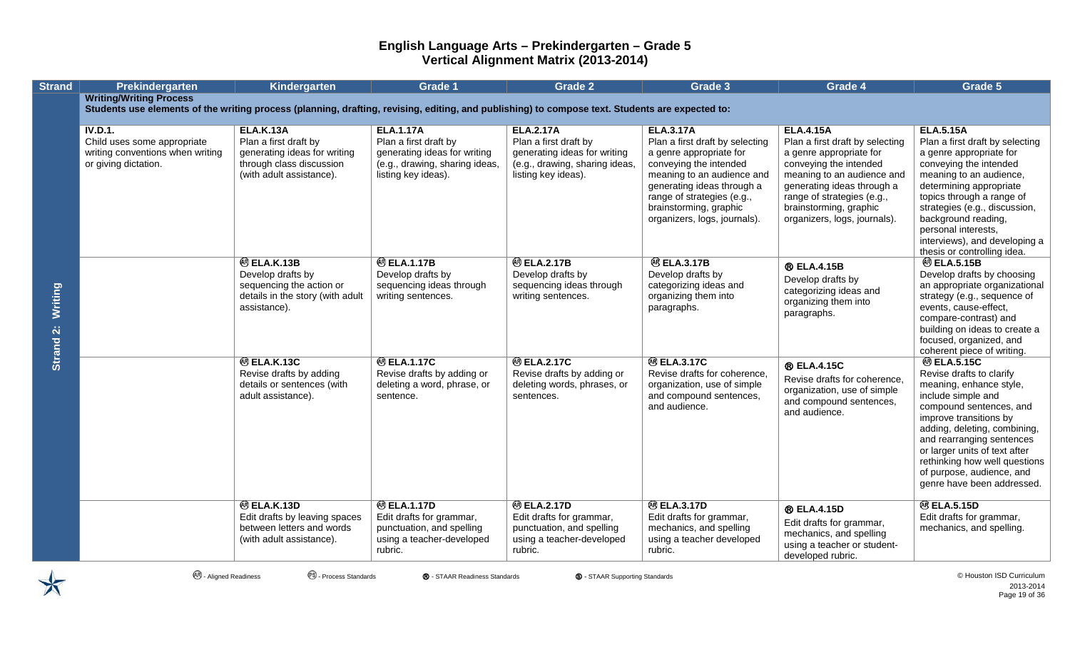# English Language Arts – Prekindergarten – Grade 5
## Vertical Alignment Matrix (2013-2014)

| Strand | Prekindergarten | Kindergarten | Grade 1 | Grade 2 | Grade 3 | Grade 4 | Grade 5 |
|---|---|---|---|---|---|---|---|
| Strand 2: Writing | **Writing/Writing Process** Students use elements of the writing process (planning, drafting, revising, editing, and publishing) to compose text. Students are expected to: | | | | | | |
| | **IV.D.1.** Child uses some appropriate writing conventions when writing or giving dictation. | **ELA.K.13A** Plan a first draft by generating ideas for writing through class discussion (with adult assistance). | **ELA.1.17A** Plan a first draft by generating ideas for writing (e.g., drawing, sharing ideas, listing key ideas). | **ELA.2.17A** Plan a first draft by generating ideas for writing (e.g., drawing, sharing ideas, listing key ideas). | **ELA.3.17A** Plan a first draft by selecting a genre appropriate for conveying the intended meaning to an audience and generating ideas through a range of strategies (e.g., brainstorming, graphic organizers, logs, journals). | **ELA.4.15A** Plan a first draft by selecting a genre appropriate for conveying the intended meaning to an audience and generating ideas through a range of strategies (e.g., brainstorming, graphic organizers, logs, journals). | **ELA.5.15A** Plan a first draft by selecting a genre appropriate for conveying the intended meaning to an audience, determining appropriate topics through a range of strategies (e.g., discussion, background reading, personal interests, interviews), and developing a thesis or controlling idea. |
| | | (AR) **ELA.K.13B** Develop drafts by sequencing the action or details in the story (with adult assistance). | (AR) **ELA.1.17B** Develop drafts by sequencing ideas through writing sentences. | (AR) **ELA.2.17B** Develop drafts by sequencing ideas through writing sentences. | (AR) **ELA.3.17B** Develop drafts by categorizing ideas and organizing them into paragraphs. | (R) **ELA.4.15B** Develop drafts by categorizing ideas and organizing them into paragraphs. | (AR) **ELA.5.15B** Develop drafts by choosing an appropriate organizational strategy (e.g., sequence of events, cause-effect, compare-contrast) and building on ideas to create a focused, organized, and coherent piece of writing. |
| | | (AR) **ELA.K.13C** Revise drafts by adding details or sentences (with adult assistance). | (AR) **ELA.1.17C** Revise drafts by adding or deleting a word, phrase, or sentence. | (AR) **ELA.2.17C** Revise drafts by adding or deleting words, phrases, or sentences. | (AR) **ELA.3.17C** Revise drafts for coherence, organization, use of simple and compound sentences, and audience. | (R) **ELA.4.15C** Revise drafts for coherence, organization, use of simple and compound sentences, and audience. | (AR) **ELA.5.15C** Revise drafts to clarify meaning, enhance style, include simple and compound sentences, and improve transitions by adding, deleting, combining, and rearranging sentences or larger units of text after rethinking how well questions of purpose, audience, and genre have been addressed. |
| | | (AR) **ELA.K.13D** Edit drafts by leaving spaces between letters and words (with adult assistance). | (AR) **ELA.1.17D** Edit drafts for grammar, punctuation, and spelling using a teacher-developed rubric. | (AR) **ELA.2.17D** Edit drafts for grammar, punctuation, and spelling using a teacher-developed rubric. | (AR) **ELA.3.17D** Edit drafts for grammar, mechanics, and spelling using a teacher developed rubric. | (R) **ELA.4.15D** Edit drafts for grammar, mechanics, and spelling using a teacher or student-developed rubric. | (AR) **ELA.5.15D** Edit drafts for grammar, mechanics, and spelling. |

(AR) - Aligned Readiness (PS) - Process Standards (R) - STAAR Readiness Standards (S) - STAAR Supporting Standards

© Houston ISD Curriculum 2013-2014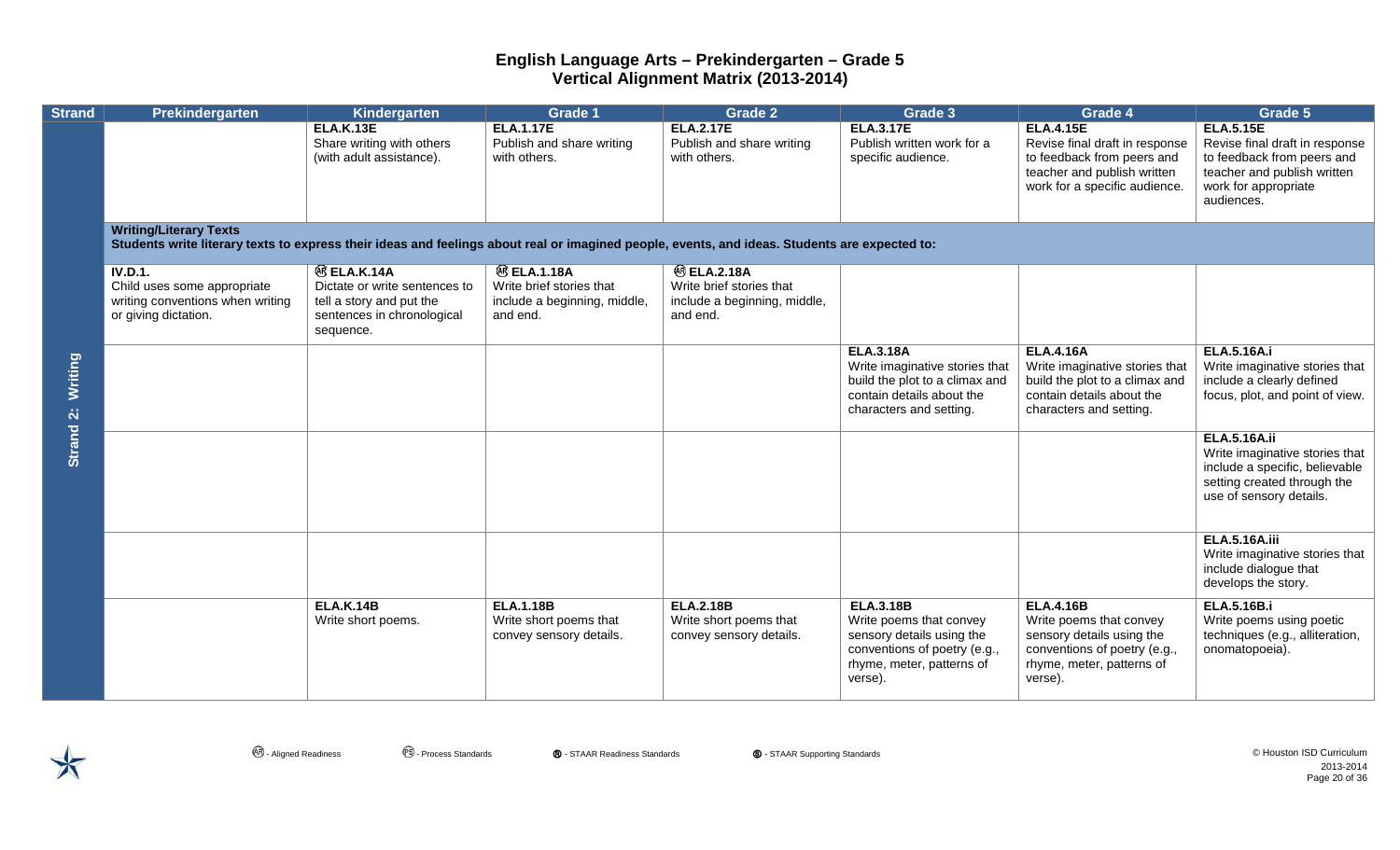# English Language Arts – Prekindergarten – Grade 5
## Vertical Alignment Matrix (2013-2014)

| Strand | Prekindergarten | Kindergarten | Grade 1 | Grade 2 | Grade 3 | Grade 4 | Grade 5 |
|---|---|---|---|---|---|---|---|
| Strand 2: Writing | | **ELA.K.13E** Share writing with others (with adult assistance). | **ELA.1.17E** Publish and share writing with others. | **ELA.2.17E** Publish and share writing with others. | **ELA.3.17E** Publish written work for a specific audience. | **ELA.4.15E** Revise final draft in response to feedback from peers and teacher and publish written work for a specific audience. | **ELA.5.15E** Revise final draft in response to feedback from peers and teacher and publish written work for appropriate audiences. |
| | **Writing/Literary Texts** Students write literary texts to express their ideas and feelings about real or imagined people, events, and ideas. Students are expected to: | | | | | | |
| | **IV.D.1.** Child uses some appropriate writing conventions when writing or giving dictation. | (AR) **ELA.K.14A** Dictate or write sentences to tell a story and put the sentences in chronological sequence. | (AR) **ELA.1.18A** Write brief stories that include a beginning, middle, and end. | (AR) **ELA.2.18A** Write brief stories that include a beginning, middle, and end. | | | |
| | | | | | **ELA.3.18A** Write imaginative stories that build the plot to a climax and contain details about the characters and setting. | **ELA.4.16A** Write imaginative stories that build the plot to a climax and contain details about the characters and setting. | **ELA.5.16A.i** Write imaginative stories that include a clearly defined focus, plot, and point of view. |
| | | | | | | | **ELA.5.16A.ii** Write imaginative stories that include a specific, believable setting created through the use of sensory details. |
| | | | | | | | **ELA.5.16A.iii** Write imaginative stories that include dialogue that develops the story. |
| | | **ELA.K.14B** Write short poems. | **ELA.1.18B** Write short poems that convey sensory details. | **ELA.2.18B** Write short poems that convey sensory details. | **ELA.3.18B** Write poems that convey sensory details using the conventions of poetry (e.g., rhyme, meter, patterns of verse). | **ELA.4.16B** Write poems that convey sensory details using the conventions of poetry (e.g., rhyme, meter, patterns of verse). | **ELA.5.16B.i** Write poems using poetic techniques (e.g., alliteration, onomatopoeia). |

(AR) - Aligned Readiness (PS) - Process Standards (R) - STAAR Readiness Standards (S) - STAAR Supporting Standards

© Houston ISD Curriculum 2013-2014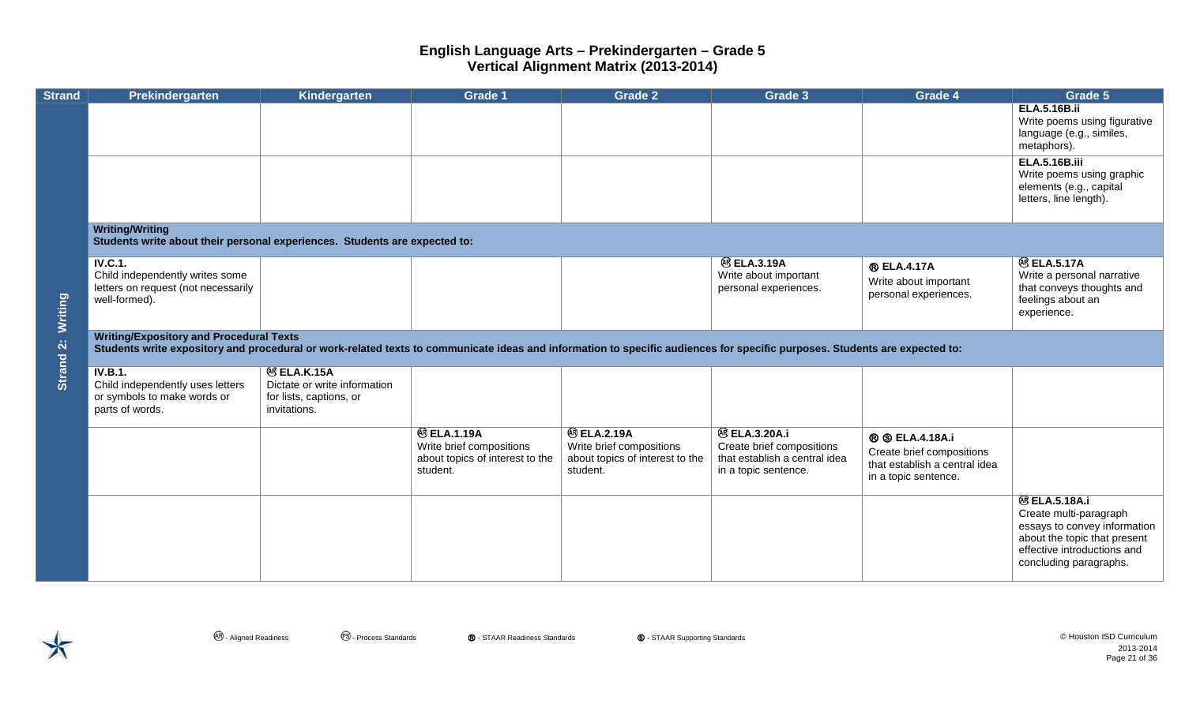# English Language Arts – Prekindergarten – Grade 5
## Vertical Alignment Matrix (2013-2014)

| Strand | Prekindergarten | Kindergarten | Grade 1 | Grade 2 | Grade 3 | Grade 4 | Grade 5 |
|---|---|---|---|---|---|---|---|
| Strand 2: Writing | | | | | | | **ELA.5.16B.ii** Write poems using figurative language (e.g., similes, metaphors). |
| | | | | | | | **ELA.5.16B.iii** Write poems using graphic elements (e.g., capital letters, line length). |
| | **Writing/Writing** Students write about their personal experiences. Students are expected to: | | | | | | |
| | **IV.C.1.** Child independently writes some letters on request (not necessarily well-formed). | | | | Ⓐ **ELA.3.19A** Write about important personal experiences. | Ⓡ **ELA.4.17A** Write about important personal experiences. | Ⓐ **ELA.5.17A** Write a personal narrative that conveys thoughts and feelings about an experience. |
| | **Writing/Expository and Procedural Texts** Students write expository and procedural or work-related texts to communicate ideas and information to specific audiences for specific purposes. Students are expected to: | | | | | | |
| | **IV.B.1.** Child independently uses letters or symbols to make words or parts of words. | Ⓐ **ELA.K.15A** Dictate or write information for lists, captions, or invitations. | | | | | |
| | | | Ⓐ **ELA.1.19A** Write brief compositions about topics of interest to the student. | Ⓐ **ELA.2.19A** Write brief compositions about topics of interest to the student. | Ⓐ **ELA.3.20A.i** Create brief compositions that establish a central idea in a topic sentence. | Ⓡ Ⓢ **ELA.4.18A.i** Create brief compositions that establish a central idea in a topic sentence. | |
| | | | | | | | Ⓐ **ELA.5.18A.i** Create multi-paragraph essays to convey information about the topic that present effective introductions and concluding paragraphs. |

Ⓐ - Aligned Readiness Ⓟ - Process Standards Ⓡ - STAAR Readiness Standards Ⓢ - STAAR Supporting Standards

© Houston ISD Curriculum
2013-2014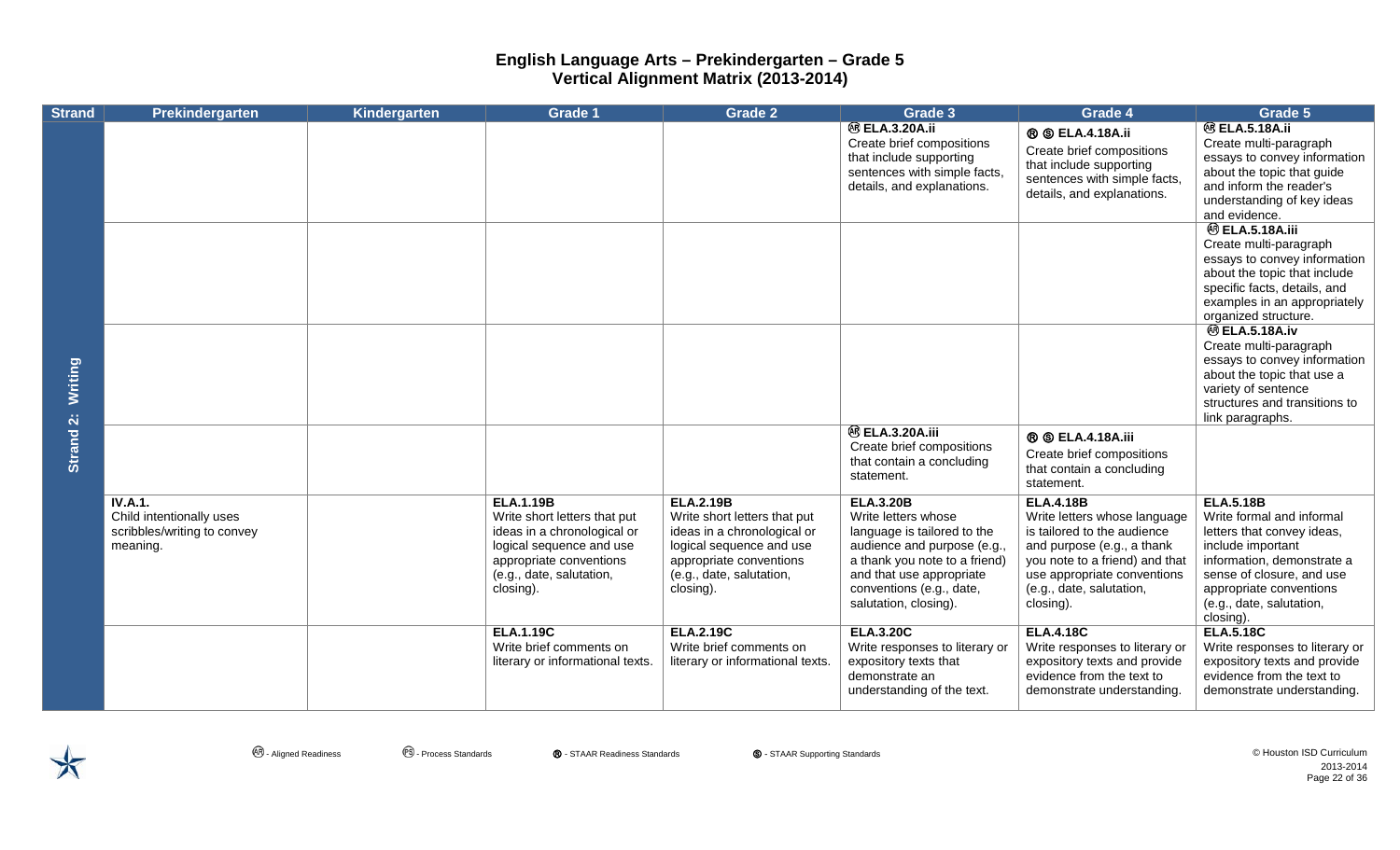# English Language Arts – Prekindergarten – Grade 5
## Vertical Alignment Matrix (2013-2014)

| Strand | Prekindergarten | Kindergarten | Grade 1 | Grade 2 | Grade 3 | Grade 4 | Grade 5 |
|---|---|---|---|---|---|---|---|
| Strand 2: Writing | | | | | (AR) **ELA.3.20A.ii** Create brief compositions that include supporting sentences with simple facts, details, and explanations. | (R) (S) **ELA.4.18A.ii** Create brief compositions that include supporting sentences with simple facts, details, and explanations. | (AR) **ELA.5.18A.ii** Create multi-paragraph essays to convey information about the topic that guide and inform the reader's understanding of key ideas and evidence. |
| | | | | | | | (AR) **ELA.5.18A.iii** Create multi-paragraph essays to convey information about the topic that include specific facts, details, and examples in an appropriately organized structure. |
| | | | | | | | (AR) **ELA.5.18A.iv** Create multi-paragraph essays to convey information about the topic that use a variety of sentence structures and transitions to link paragraphs. |
| | | | | | (AR) **ELA.3.20A.iii** Create brief compositions that contain a concluding statement. | (R) (S) **ELA.4.18A.iii** Create brief compositions that contain a concluding statement. | |
| | **IV.A.1.** Child intentionally uses scribbles/writing to convey meaning. | | **ELA.1.19B** Write short letters that put ideas in a chronological or logical sequence and use appropriate conventions (e.g., date, salutation, closing). | **ELA.2.19B** Write short letters that put ideas in a chronological or logical sequence and use appropriate conventions (e.g., date, salutation, closing). | **ELA.3.20B** Write letters whose language is tailored to the audience and purpose (e.g., a thank you note to a friend) and that use appropriate conventions (e.g., date, salutation, closing). | **ELA.4.18B** Write letters whose language is tailored to the audience and purpose (e.g., a thank you note to a friend) and that use appropriate conventions (e.g., date, salutation, closing). | **ELA.5.18B** Write formal and informal letters that convey ideas, include important information, demonstrate a sense of closure, and use appropriate conventions (e.g., date, salutation, closing). |
| | | | **ELA.1.19C** Write brief comments on literary or informational texts. | **ELA.2.19C** Write brief comments on literary or informational texts. | **ELA.3.20C** Write responses to literary or expository texts that demonstrate an understanding of the text. | **ELA.4.18C** Write responses to literary or expository texts and provide evidence from the text to demonstrate understanding. | **ELA.5.18C** Write responses to literary or expository texts and provide evidence from the text to demonstrate understanding. |

(AR) - Aligned Readiness (PS) - Process Standards (R) - STAAR Readiness Standards (S) - STAAR Supporting Standards

© Houston ISD Curriculum 2013-2014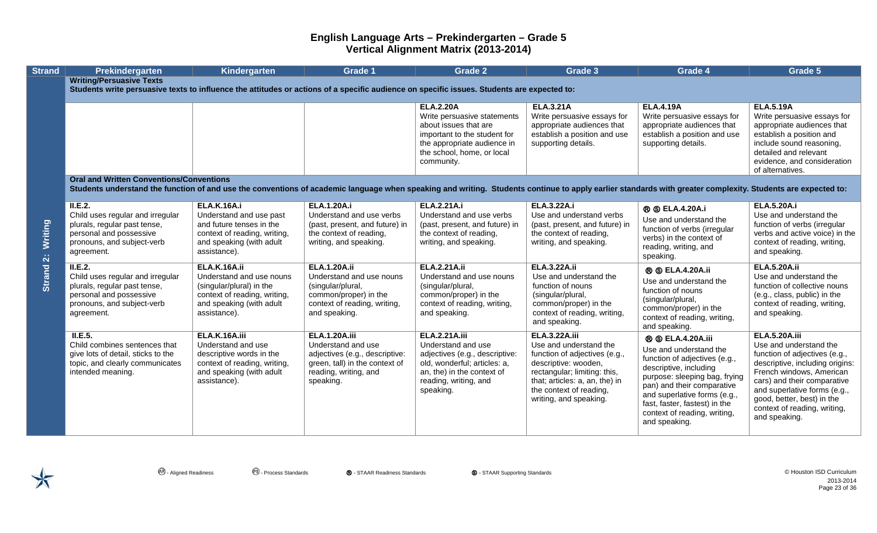# English Language Arts – Prekindergarten – Grade 5
## Vertical Alignment Matrix (2013-2014)

| Strand | Prekindergarten | Kindergarten | Grade 1 | Grade 2 | Grade 3 | Grade 4 | Grade 5 |
|---|---|---|---|---|---|---|---|
| Strand 2: Writing | **Writing/Persuasive Texts** **Students write persuasive texts to influence the attitudes or actions of a specific audience on specific issues. Students are expected to:** | | | | | | |
| | | | | **ELA.2.20A** Write persuasive statements about issues that are important to the student for the appropriate audience in the school, home, or local community. | **ELA.3.21A** Write persuasive essays for appropriate audiences that establish a position and use supporting details. | **ELA.4.19A** Write persuasive essays for appropriate audiences that establish a position and use supporting details. | **ELA.5.19A** Write persuasive essays for appropriate audiences that establish a position and include sound reasoning, detailed and relevant evidence, and consideration of alternatives. |
| | **Oral and Written Conventions/Conventions** **Students understand the function of and use the conventions of academic language when speaking and writing. Students continue to apply earlier standards with greater complexity. Students are expected to:** | | | | | | |
| | **II.E.2.** Child uses regular and irregular plurals, regular past tense, personal and possessive pronouns, and subject-verb agreement. | **ELA.K.16A.i** Understand and use past and future tenses in the context of reading, writing, and speaking (with adult assistance). | **ELA.1.20A.i** Understand and use verbs (past, present, and future) in the context of reading, writing, and speaking. | **ELA.2.21A.i** Understand and use verbs (past, present, and future) in the context of reading, writing, and speaking. | **ELA.3.22A.i** Use and understand verbs (past, present, and future) in the context of reading, writing, and speaking. | Ⓡ Ⓢ **ELA.4.20A.i** Use and understand the function of verbs (irregular verbs) in the context of reading, writing, and speaking. | **ELA.5.20A.i** Use and understand the function of verbs (irregular verbs and active voice) in the context of reading, writing, and speaking. |
| | **II.E.2.** Child uses regular and irregular plurals, regular past tense, personal and possessive pronouns, and subject-verb agreement. | **ELA.K.16A.ii** Understand and use nouns (singular/plural) in the context of reading, writing, and speaking (with adult assistance). | **ELA.1.20A.ii** Understand and use nouns (singular/plural, common/proper) in the context of reading, writing, and speaking. | **ELA.2.21A.ii** Understand and use nouns (singular/plural, common/proper) in the context of reading, writing, and speaking. | **ELA.3.22A.ii** Use and understand the function of nouns (singular/plural, common/proper) in the context of reading, writing, and speaking. | Ⓡ Ⓢ **ELA.4.20A.ii** Use and understand the function of nouns (singular/plural, common/proper) in the context of reading, writing, and speaking. | **ELA.5.20A.ii** Use and understand the function of collective nouns (e.g., class, public) in the context of reading, writing, and speaking. |
| | **II.E.5.** Child combines sentences that give lots of detail, sticks to the topic, and clearly communicates intended meaning. | **ELA.K.16A.iii** Understand and use descriptive words in the context of reading, writing, and speaking (with adult assistance). | **ELA.1.20A.iii** Understand and use adjectives (e.g., descriptive: green, tall) in the context of reading, writing, and speaking. | **ELA.2.21A.iii** Understand and use adjectives (e.g., descriptive: old, wonderful; articles: a, an, the) in the context of reading, writing, and speaking. | **ELA.3.22A.iii** Use and understand the function of adjectives (e.g., descriptive: wooden, rectangular; limiting: this, that; articles: a, an, the) in the context of reading, writing, and speaking. | Ⓡ Ⓢ **ELA.4.20A.iii** Use and understand the function of adjectives (e.g., descriptive, including purpose: sleeping bag, frying pan) and their comparative and superlative forms (e.g., fast, faster, fastest) in the context of reading, writing, and speaking. | **ELA.5.20A.iii** Use and understand the function of adjectives (e.g., descriptive, including origins: French windows, American cars) and their comparative and superlative forms (e.g., good, better, best) in the context of reading, writing, and speaking. |

Ⓐ - Aligned Readiness    Ⓟ - Process Standards    Ⓡ - STAAR Readiness Standards    Ⓢ - STAAR Supporting Standards

© Houston ISD Curriculum 2013-2014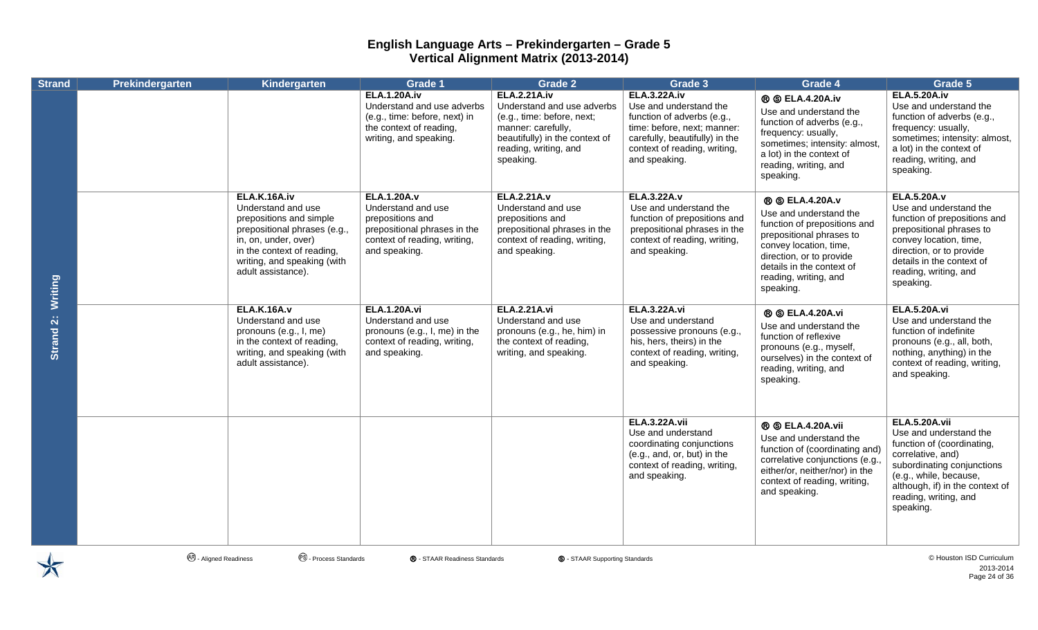# English Language Arts – Prekindergarten – Grade 5
## Vertical Alignment Matrix (2013-2014)

| Strand | Prekindergarten | Kindergarten | Grade 1 | Grade 2 | Grade 3 | Grade 4 | Grade 5 |
|---|---|---|---|---|---|---|---|
| Strand 2: Writing | | | **ELA.1.20A.iv** Understand and use adverbs (e.g., time: before, next) in the context of reading, writing, and speaking. | **ELA.2.21A.iv** Understand and use adverbs (e.g., time: before, next; manner: carefully, beautifully) in the context of reading, writing, and speaking. | **ELA.3.22A.iv** Use and understand the function of adverbs (e.g., time: before, next; manner: carefully, beautifully) in the context of reading, writing, and speaking. | **Ⓡ Ⓢ ELA.4.20A.iv** Use and understand the function of adverbs (e.g., frequency: usually, sometimes; intensity: almost, a lot) in the context of reading, writing, and speaking. | **ELA.5.20A.iv** Use and understand the function of adverbs (e.g., frequency: usually, sometimes; intensity: almost, a lot) in the context of reading, writing, and speaking. |
| | | **ELA.K.16A.iv** Understand and use prepositions and simple prepositional phrases (e.g., in, on, under, over) in the context of reading, writing, and speaking (with adult assistance). | **ELA.1.20A.v** Understand and use prepositions and prepositional phrases in the context of reading, writing, and speaking. | **ELA.2.21A.v** Understand and use prepositions and prepositional phrases in the context of reading, writing, and speaking. | **ELA.3.22A.v** Use and understand the function of prepositions and prepositional phrases in the context of reading, writing, and speaking. | **Ⓡ Ⓢ ELA.4.20A.v** Use and understand the function of prepositions and prepositional phrases to convey location, time, direction, or to provide details in the context of reading, writing, and speaking. | **ELA.5.20A.v** Use and understand the function of prepositions and prepositional phrases to convey location, time, direction, or to provide details in the context of reading, writing, and speaking. |
| | | **ELA.K.16A.v** Understand and use pronouns (e.g., I, me) in the context of reading, writing, and speaking (with adult assistance). | **ELA.1.20A.vi** Understand and use pronouns (e.g., I, me) in the context of reading, writing, and speaking. | **ELA.2.21A.vi** Understand and use pronouns (e.g., he, him) in the context of reading, writing, and speaking. | **ELA.3.22A.vi** Use and understand possessive pronouns (e.g., his, hers, theirs) in the context of reading, writing, and speaking. | **Ⓡ Ⓢ ELA.4.20A.vi** Use and understand the function of reflexive pronouns (e.g., myself, ourselves) in the context of reading, writing, and speaking. | **ELA.5.20A.vi** Use and understand the function of indefinite pronouns (e.g., all, both, nothing, anything) in the context of reading, writing, and speaking. |
| | | | | | **ELA.3.22A.vii** Use and understand coordinating conjunctions (e.g., and, or, but) in the context of reading, writing, and speaking. | **Ⓡ Ⓢ ELA.4.20A.vii** Use and understand the function of (coordinating and) correlative conjunctions (e.g., either/or, neither/nor) in the context of reading, writing, and speaking. | **ELA.5.20A.vii** Use and understand the function of (coordinating, correlative, and) subordinating conjunctions (e.g., while, because, although, if) in the context of reading, writing, and speaking. |

Ⓐⓡ - Aligned Readiness  Ⓟⓢ - Process Standards  Ⓡ - STAAR Readiness Standards  Ⓢ - STAAR Supporting Standards

© Houston ISD Curriculum 2013-2014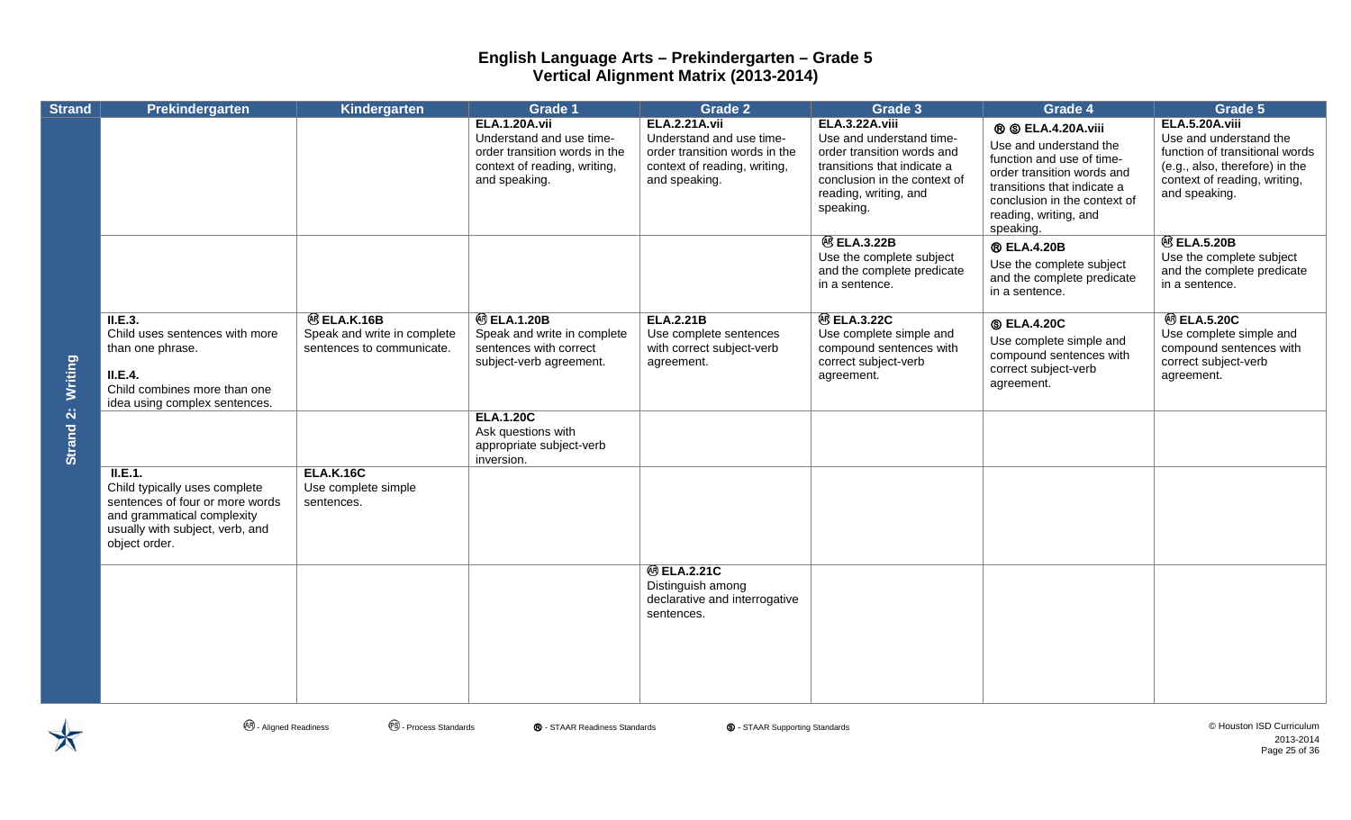# English Language Arts – Prekindergarten – Grade 5
## Vertical Alignment Matrix (2013-2014)

| Strand | Prekindergarten | Kindergarten | Grade 1 | Grade 2 | Grade 3 | Grade 4 | Grade 5 |
|---|---|---|---|---|---|---|---|
| Strand 2: Writing | | | **ELA.1.20A.vii** Understand and use time-order transition words in the context of reading, writing, and speaking. | **ELA.2.21A.vii** Understand and use time-order transition words in the context of reading, writing, and speaking. | **ELA.3.22A.viii** Use and understand time-order transition words and transitions that indicate a conclusion in the context of reading, writing, and speaking. | Ⓡ Ⓢ **ELA.4.20A.viii** Use and understand the function and use of time-order transition words and transitions that indicate a conclusion in the context of reading, writing, and speaking. | **ELA.5.20A.viii** Use and understand the function of transitional words (e.g., also, therefore) in the context of reading, writing, and speaking. |
| | | | | | Ⓐⓡ **ELA.3.22B** Use the complete subject and the complete predicate in a sentence. | Ⓡ **ELA.4.20B** Use the complete subject and the complete predicate in a sentence. | Ⓐⓡ **ELA.5.20B** Use the complete subject and the complete predicate in a sentence. |
| | **II.E.3.** Child uses sentences with more than one phrase. **II.E.4.** Child combines more than one idea using complex sentences. | Ⓐⓡ **ELA.K.16B** Speak and write in complete sentences to communicate. | Ⓐⓡ **ELA.1.20B** Speak and write in complete sentences with correct subject-verb agreement. | **ELA.2.21B** Use complete sentences with correct subject-verb agreement. | Ⓐⓡ **ELA.3.22C** Use complete simple and compound sentences with correct subject-verb agreement. | Ⓢ **ELA.4.20C** Use complete simple and compound sentences with correct subject-verb agreement. | Ⓐⓡ **ELA.5.20C** Use complete simple and compound sentences with correct subject-verb agreement. |
| | | | **ELA.1.20C** Ask questions with appropriate subject-verb inversion. | | | | |
| | **II.E.1.** Child typically uses complete sentences of four or more words and grammatical complexity usually with subject, verb, and object order. | **ELA.K.16C** Use complete simple sentences. | | | | | |
| | | | | Ⓐⓡ **ELA.2.21C** Distinguish among declarative and interrogative sentences. | | | |

Ⓐⓡ - Aligned Readiness  Ⓟⓢ - Process Standards  Ⓡ - STAAR Readiness Standards  Ⓢ - STAAR Supporting Standards

© Houston ISD Curriculum 2013-2014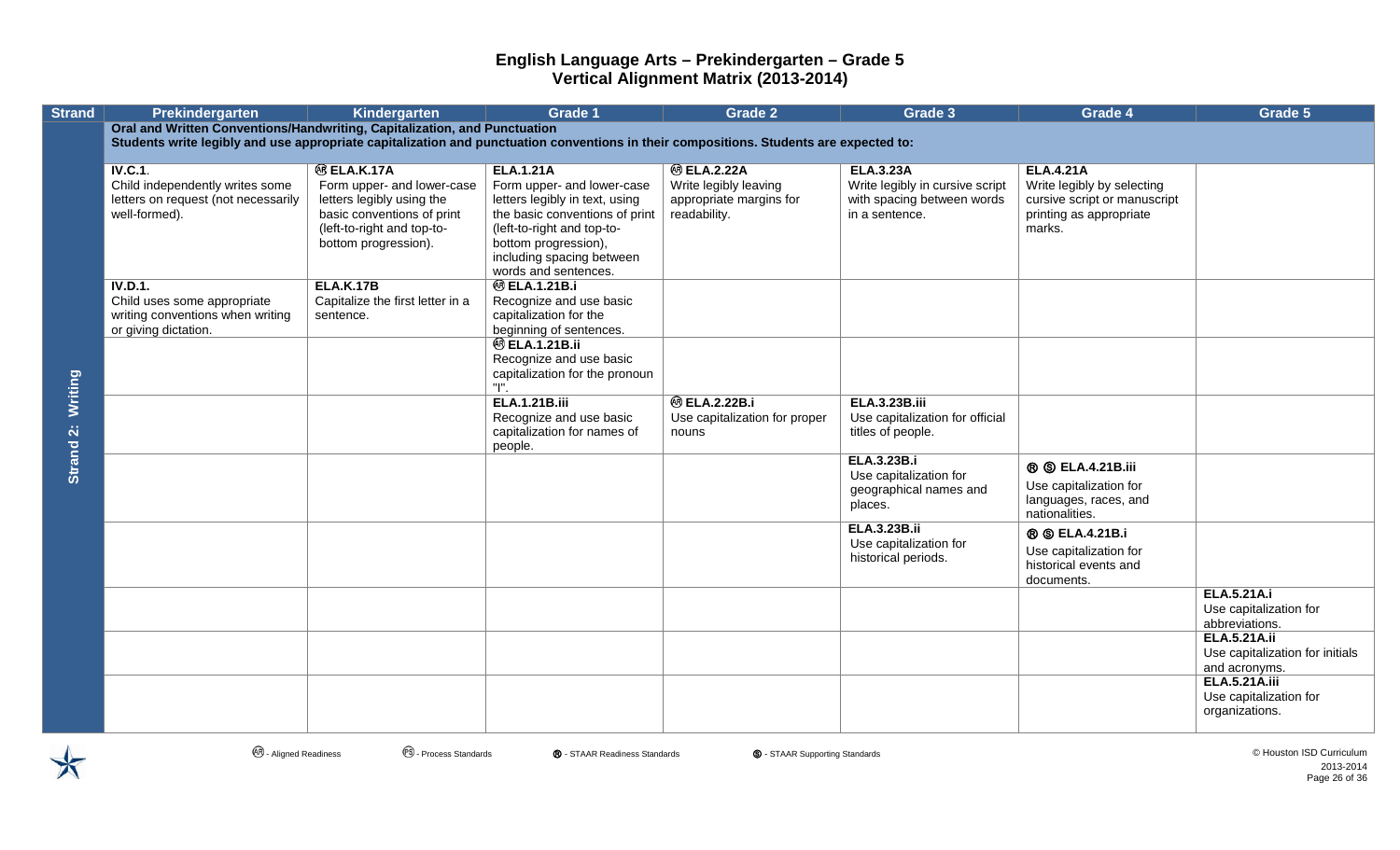# English Language Arts – Prekindergarten – Grade 5
## Vertical Alignment Matrix (2013-2014)

| Strand | Prekindergarten | Kindergarten | Grade 1 | Grade 2 | Grade 3 | Grade 4 | Grade 5 |
|---|---|---|---|---|---|---|---|
| Strand 2: Writing | **Oral and Written Conventions/Handwriting, Capitalization, and Punctuation** Students write legibly and use appropriate capitalization and punctuation conventions in their compositions. Students are expected to: | | | | | | |
| | **IV.C.1**. Child independently writes some letters on request (not necessarily well-formed). | Ⓐⓡ **ELA.K.17A** Form upper- and lower-case letters legibly using the basic conventions of print (left-to-right and top-to-bottom progression). | **ELA.1.21A** Form upper- and lower-case letters legibly in text, using the basic conventions of print (left-to-right and top-to-bottom progression), including spacing between words and sentences. | Ⓐⓡ **ELA.2.22A** Write legibly leaving appropriate margins for readability. | **ELA.3.23A** Write legibly in cursive script with spacing between words in a sentence. | **ELA.4.21A** Write legibly by selecting cursive script or manuscript printing as appropriate marks. | |
| | **IV.D.1.** Child uses some appropriate writing conventions when writing or giving dictation. | **ELA.K.17B** Capitalize the first letter in a sentence. | Ⓐⓡ **ELA.1.21B.i** Recognize and use basic capitalization for the beginning of sentences. | | | | |
| | | | Ⓐⓡ **ELA.1.21B.ii** Recognize and use basic capitalization for the pronoun "I". | | | | |
| | | | **ELA.1.21B.iii** Recognize and use basic capitalization for names of people. | Ⓐⓡ **ELA.2.22B.i** Use capitalization for proper nouns | **ELA.3.23B.iii** Use capitalization for official titles of people. | | |
| | | | | | **ELA.3.23B.i** Use capitalization for geographical names and places. | Ⓡ Ⓢ **ELA.4.21B.iii** Use capitalization for languages, races, and nationalities. | |
| | | | | | **ELA.3.23B.ii** Use capitalization for historical periods. | Ⓡ Ⓢ **ELA.4.21B.i** Use capitalization for historical events and documents. | |
| | | | | | | | **ELA.5.21A.i** Use capitalization for abbreviations. |
| | | | | | | | **ELA.5.21A.ii** Use capitalization for initials and acronyms. |
| | | | | | | | **ELA.5.21A.iii** Use capitalization for organizations. |

Ⓐⓡ - Aligned Readiness Ⓟⓢ - Process Standards Ⓡ - STAAR Readiness Standards Ⓢ - STAAR Supporting Standards

© Houston ISD Curriculum 2013-2014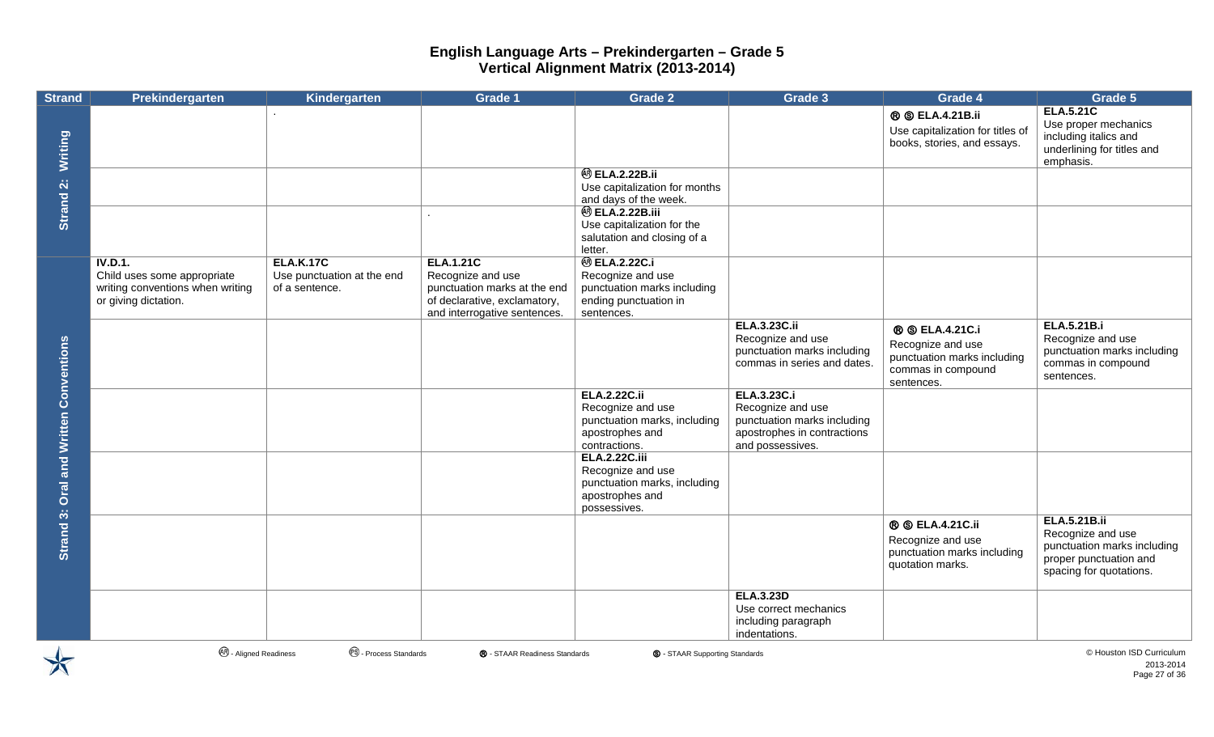# English Language Arts – Prekindergarten – Grade 5
## Vertical Alignment Matrix (2013-2014)

| Strand | Prekindergarten | Kindergarten | Grade 1 | Grade 2 | Grade 3 | Grade 4 | Grade 5 |
|---|---|---|---|---|---|---|---|
| Strand 2: Writing | | . | | | | Ⓡ Ⓢ **ELA.4.21B.ii** Use capitalization for titles of books, stories, and essays. | **ELA.5.21C** Use proper mechanics including italics and underlining for titles and emphasis. |
| | | | | ⒶⓇ **ELA.2.22B.ii** Use capitalization for months and days of the week. | | | |
| | | | . | ⒶⓇ **ELA.2.22B.iii** Use capitalization for the salutation and closing of a letter. | | | |
| Strand 3: Oral and Written Conventions | **IV.D.1.** Child uses some appropriate writing conventions when writing or giving dictation. | **ELA.K.17C** Use punctuation at the end of a sentence. | **ELA.1.21C** Recognize and use punctuation marks at the end of declarative, exclamatory, and interrogative sentences. | ⒶⓇ **ELA.2.22C.i** Recognize and use punctuation marks including ending punctuation in sentences. | | | |
| | | | | | **ELA.3.23C.ii** Recognize and use punctuation marks including commas in series and dates. | Ⓡ Ⓢ **ELA.4.21C.i** Recognize and use punctuation marks including commas in compound sentences. | **ELA.5.21B.i** Recognize and use punctuation marks including commas in compound sentences. |
| | | | | **ELA.2.22C.ii** Recognize and use punctuation marks, including apostrophes and contractions. | **ELA.3.23C.i** Recognize and use punctuation marks including apostrophes in contractions and possessives. | | |
| | | | | **ELA.2.22C.iii** Recognize and use punctuation marks, including apostrophes and possessives. | | | |
| | | | | | | Ⓡ Ⓢ **ELA.4.21C.ii** Recognize and use punctuation marks including quotation marks. | **ELA.5.21B.ii** Recognize and use punctuation marks including proper punctuation and spacing for quotations. |
| | | | | | **ELA.3.23D** Use correct mechanics including paragraph indentations. | | |

ⒶⓇ - Aligned Readiness  ⓅⓈ - Process Standards  Ⓡ - STAAR Readiness Standards  Ⓢ - STAAR Supporting Standards

© Houston ISD Curriculum 2013-2014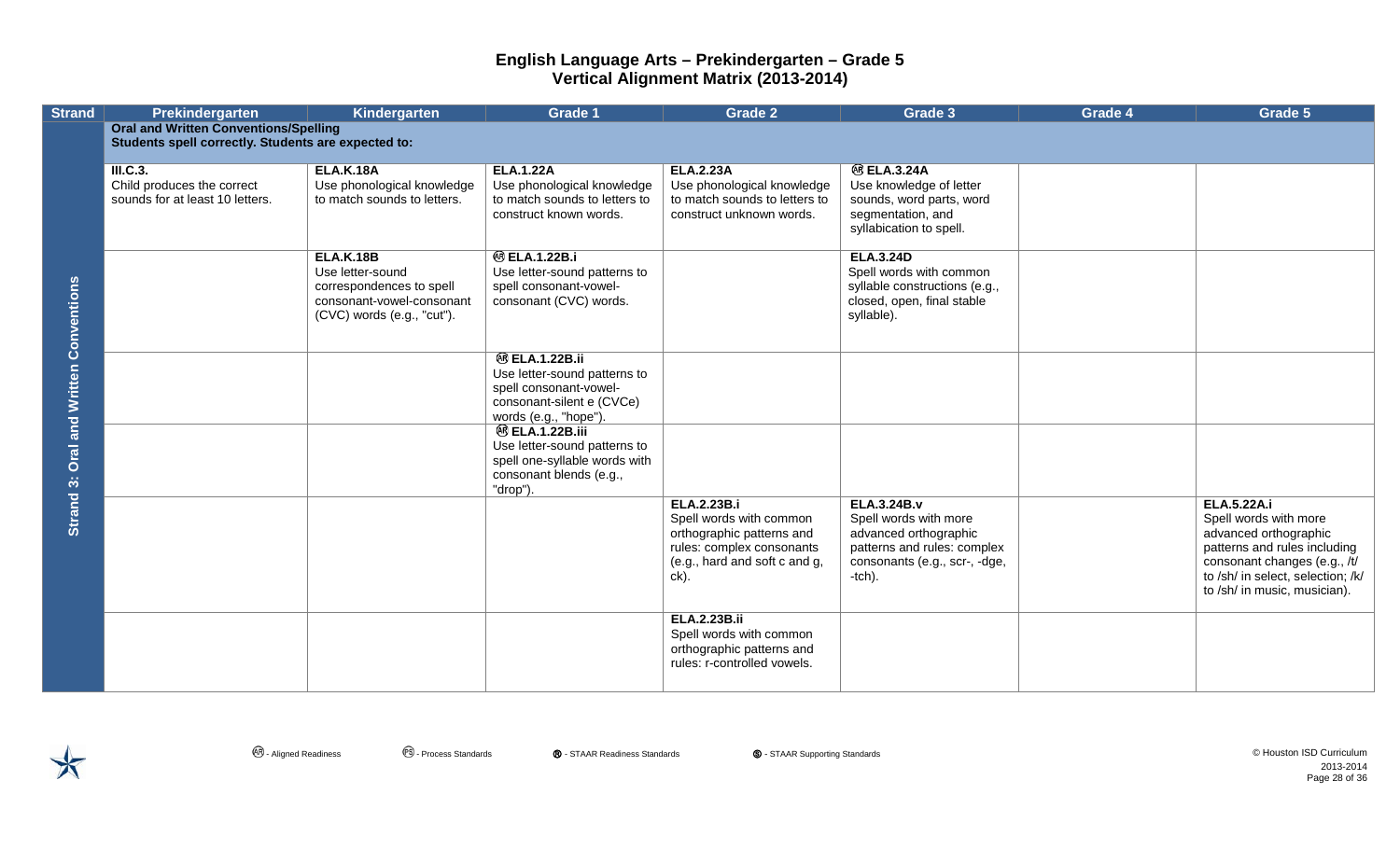# English Language Arts – Prekindergarten – Grade 5
## Vertical Alignment Matrix (2013-2014)

| Strand | Prekindergarten | Kindergarten | Grade 1 | Grade 2 | Grade 3 | Grade 4 | Grade 5 |
|---|---|---|---|---|---|---|---|
| Strand 3: Oral and Written Conventions | **Oral and Written Conventions/Spelling** **Students spell correctly. Students are expected to:** | | | | | | |
| | **III.C.3.** Child produces the correct sounds for at least 10 letters. | **ELA.K.18A** Use phonological knowledge to match sounds to letters. | **ELA.1.22A** Use phonological knowledge to match sounds to letters to construct known words. | **ELA.2.23A** Use phonological knowledge to match sounds to letters to construct unknown words. | (AR) **ELA.3.24A** Use knowledge of letter sounds, word parts, word segmentation, and syllabication to spell. | | |
| | | **ELA.K.18B** Use letter-sound correspondences to spell consonant-vowel-consonant (CVC) words (e.g., "cut"). | (AR) **ELA.1.22B.i** Use letter-sound patterns to spell consonant-vowel-consonant (CVC) words. | | **ELA.3.24D** Spell words with common syllable constructions (e.g., closed, open, final stable syllable). | | |
| | | | (AR) **ELA.1.22B.ii** Use letter-sound patterns to spell consonant-vowel-consonant-silent e (CVCe) words (e.g., "hope"). | | | | |
| | | | (AR) **ELA.1.22B.iii** Use letter-sound patterns to spell one-syllable words with consonant blends (e.g., "drop"). | | | | |
| | | | | **ELA.2.23B.i** Spell words with common orthographic patterns and rules: complex consonants (e.g., hard and soft c and g, ck). | **ELA.3.24B.v** Spell words with more advanced orthographic patterns and rules: complex consonants (e.g., scr-, -dge, -tch). | | **ELA.5.22A.i** Spell words with more advanced orthographic patterns and rules including consonant changes (e.g., /t/ to /sh/ in select, selection; /k/ to /sh/ in music, musician). |
| | | | | **ELA.2.23B.ii** Spell words with common orthographic patterns and rules: r-controlled vowels. | | | |

(AR) - Aligned Readiness (PS) - Process Standards (R) - STAAR Readiness Standards (S) - STAAR Supporting Standards

© Houston ISD Curriculum 2013-2014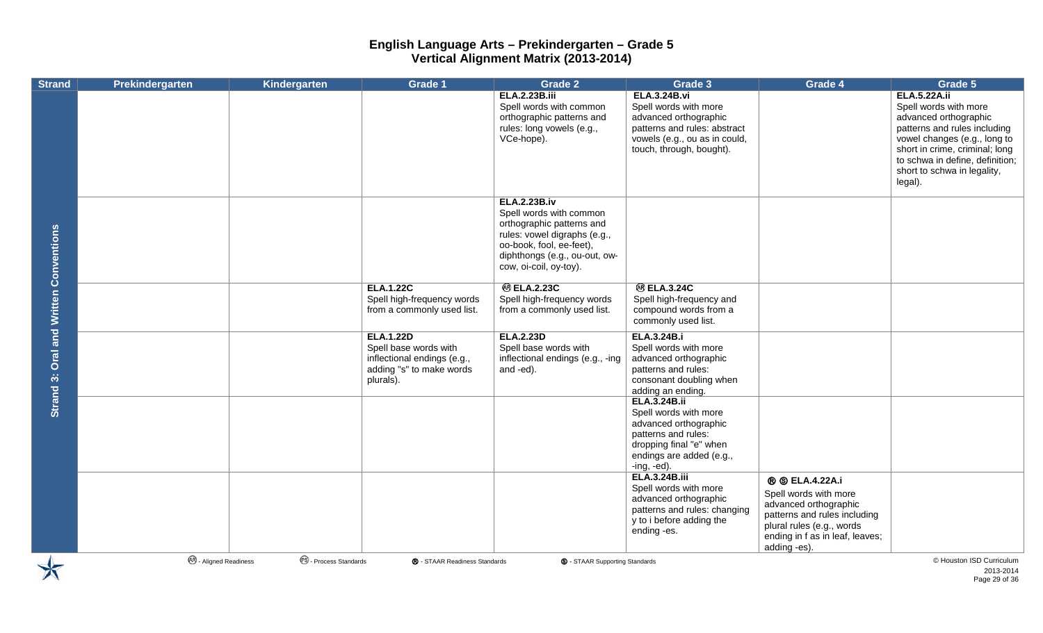# English Language Arts – Prekindergarten – Grade 5
## Vertical Alignment Matrix (2013-2014)

| Strand | Prekindergarten | Kindergarten | Grade 1 | Grade 2 | Grade 3 | Grade 4 | Grade 5 |
|---|---|---|---|---|---|---|---|
| Strand 3: Oral and Written Conventions | | | | **ELA.2.23B.iii** Spell words with common orthographic patterns and rules: long vowels (e.g., VCe-hope). | **ELA.3.24B.vi** Spell words with more advanced orthographic patterns and rules: abstract vowels (e.g., ou as in could, touch, through, bought). | | **ELA.5.22A.ii** Spell words with more advanced orthographic patterns and rules including vowel changes (e.g., long to short in crime, criminal; long to schwa in define, definition; short to schwa in legality, legal). |
| | | | | **ELA.2.23B.iv** Spell words with common orthographic patterns and rules: vowel digraphs (e.g., oo-book, fool, ee-feet), diphthongs (e.g., ou-out, ow-cow, oi-coil, oy-toy). | | | |
| | | | **ELA.1.22C** Spell high-frequency words from a commonly used list. | ⒶⓇ **ELA.2.23C** Spell high-frequency words from a commonly used list. | ⒶⓇ **ELA.3.24C** Spell high-frequency and compound words from a commonly used list. | | |
| | | | **ELA.1.22D** Spell base words with inflectional endings (e.g., adding "s" to make words plurals). | **ELA.2.23D** Spell base words with inflectional endings (e.g., -ing and -ed). | **ELA.3.24B.i** Spell words with more advanced orthographic patterns and rules: consonant doubling when adding an ending. | | |
| | | | | | **ELA.3.24B.ii** Spell words with more advanced orthographic patterns and rules: dropping final "e" when endings are added (e.g., -ing, -ed). | | |
| | | | | | **ELA.3.24B.iii** Spell words with more advanced orthographic patterns and rules: changing y to i before adding the ending -es. | Ⓡ Ⓢ **ELA.4.22A.i** Spell words with more advanced orthographic patterns and rules including plural rules (e.g., words ending in f as in leaf, leaves; adding -es). | |

ⒶⓇ - Aligned Readiness    ⓅⓈ - Process Standards    Ⓡ - STAAR Readiness Standards    Ⓢ - STAAR Supporting Standards

© Houston ISD Curriculum 2013-2014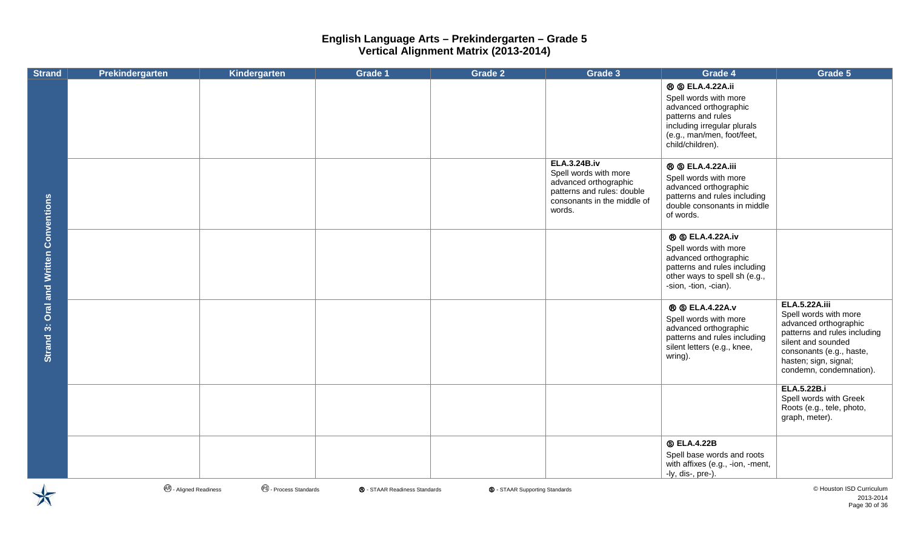# English Language Arts – Prekindergarten – Grade 5
## Vertical Alignment Matrix (2013-2014)

| Strand | Prekindergarten | Kindergarten | Grade 1 | Grade 2 | Grade 3 | Grade 4 | Grade 5 |
|---|---|---|---|---|---|---|---|
| Strand 3: Oral and Written Conventions | | | | | | Ⓡ Ⓢ **ELA.4.22A.ii** Spell words with more advanced orthographic patterns and rules including irregular plurals (e.g., man/men, foot/feet, child/children). | |
| | | | | | **ELA.3.24B.iv** Spell words with more advanced orthographic patterns and rules: double consonants in the middle of words. | Ⓡ Ⓢ **ELA.4.22A.iii** Spell words with more advanced orthographic patterns and rules including double consonants in middle of words. | |
| | | | | | | Ⓡ Ⓢ **ELA.4.22A.iv** Spell words with more advanced orthographic patterns and rules including other ways to spell sh (e.g., -sion, -tion, -cian). | |
| | | | | | | Ⓡ Ⓢ **ELA.4.22A.v** Spell words with more advanced orthographic patterns and rules including silent letters (e.g., knee, wring). | **ELA.5.22A.iii** Spell words with more advanced orthographic patterns and rules including silent and sounded consonants (e.g., haste, hasten; sign, signal; condemn, condemnation). |
| | | | | | | | **ELA.5.22B.i** Spell words with Greek Roots (e.g., tele, photo, graph, meter). |
| | | | | | | Ⓢ **ELA.4.22B** Spell base words and roots with affixes (e.g., -ion, -ment, -ly, dis-, pre-). | |

AR - Aligned Readiness    PS - Process Standards    Ⓡ - STAAR Readiness Standards    Ⓢ - STAAR Supporting Standards

© Houston ISD Curriculum 2013-2014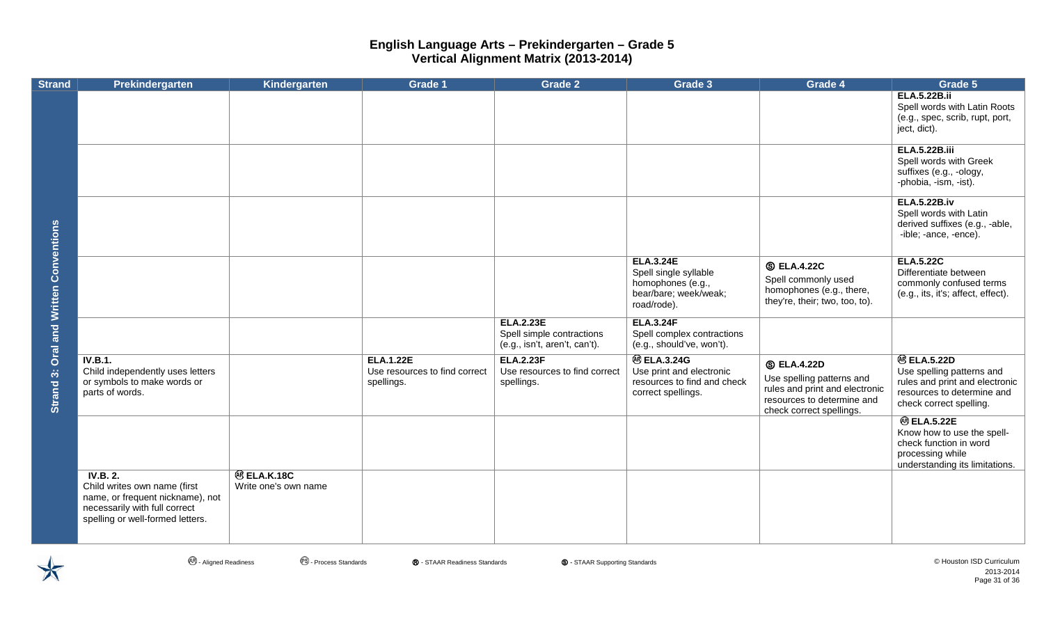# English Language Arts – Prekindergarten – Grade 5
## Vertical Alignment Matrix (2013-2014)

| Strand | Prekindergarten | Kindergarten | Grade 1 | Grade 2 | Grade 3 | Grade 4 | Grade 5 |
|---|---|---|---|---|---|---|---|
| Strand 3: Oral and Written Conventions | | | | | | | **ELA.5.22B.ii** Spell words with Latin Roots (e.g., spec, scrib, rupt, port, ject, dict). |
| | | | | | | | **ELA.5.22B.iii** Spell words with Greek suffixes (e.g., -ology, -phobia, -ism, -ist). |
| | | | | | | | **ELA.5.22B.iv** Spell words with Latin derived suffixes (e.g., -able, -ible; -ance, -ence). |
| | | | | | **ELA.3.24E** Spell single syllable homophones (e.g., bear/bare; week/weak; road/rode). | Ⓢ **ELA.4.22C** Spell commonly used homophones (e.g., there, they're, their; two, too, to). | **ELA.5.22C** Differentiate between commonly confused terms (e.g., its, it's; affect, effect). |
| | | | | **ELA.2.23E** Spell simple contractions (e.g., isn't, aren't, can't). | **ELA.3.24F** Spell complex contractions (e.g., should've, won't). | | |
| | **IV.B.1.** Child independently uses letters or symbols to make words or parts of words. | | **ELA.1.22E** Use resources to find correct spellings. | **ELA.2.23F** Use resources to find correct spellings. | ⒶⓇ **ELA.3.24G** Use print and electronic resources to find and check correct spellings. | Ⓢ **ELA.4.22D** Use spelling patterns and rules and print and electronic resources to determine and check correct spellings. | ⒶⓇ **ELA.5.22D** Use spelling patterns and rules and print and electronic resources to determine and check correct spelling. |
| | | | | | | | ⒶⓇ **ELA.5.22E** Know how to use the spell-check function in word processing while understanding its limitations. |
| | **IV.B. 2.** Child writes own name (first name, or frequent nickname), not necessarily with full correct spelling or well-formed letters. | ⒶⓇ **ELA.K.18C** Write one's own name | | | | | |

ⒶⓇ - Aligned Readiness  ⓅⓈ - Process Standards  Ⓡ - STAAR Readiness Standards  Ⓢ - STAAR Supporting Standards

© Houston ISD Curriculum 2013-2014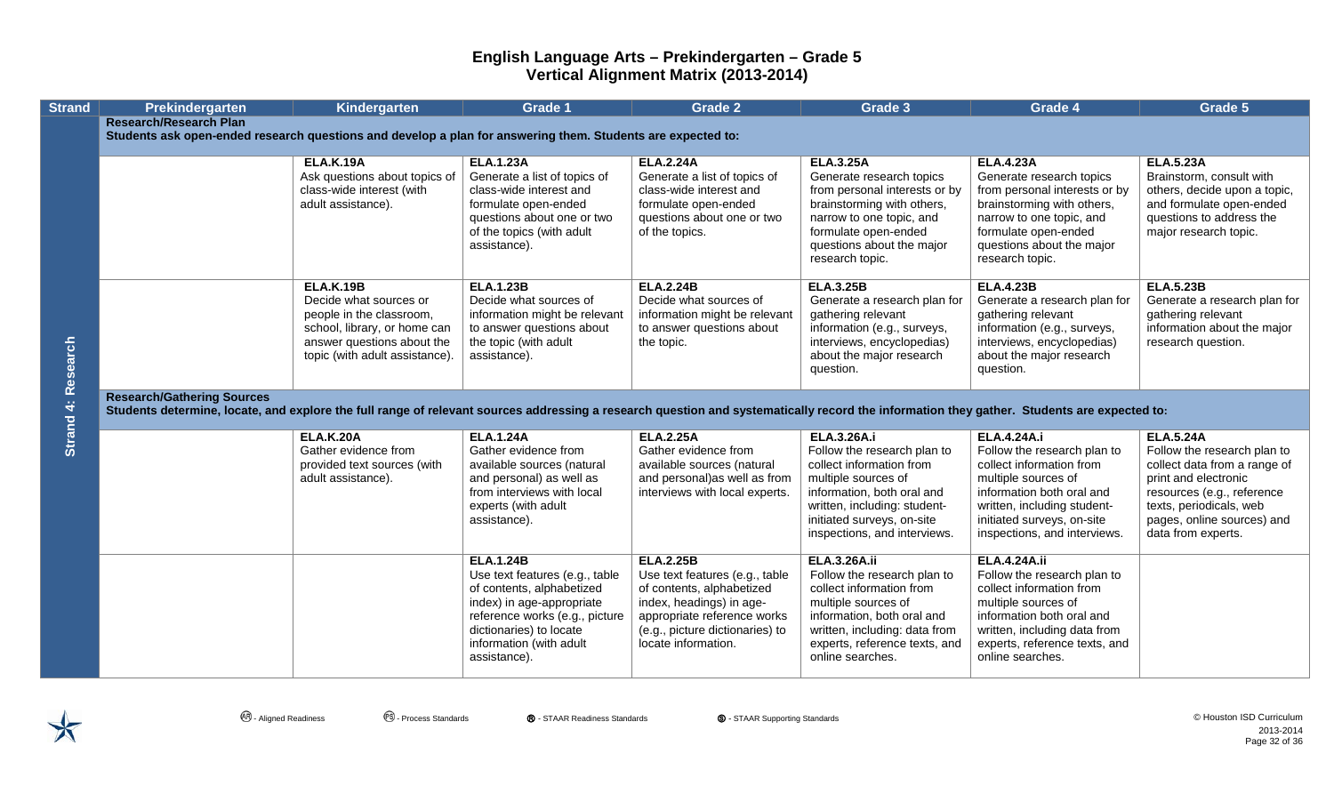# English Language Arts – Prekindergarten – Grade 5
## Vertical Alignment Matrix (2013-2014)

| Strand | Prekindergarten | Kindergarten | Grade 1 | Grade 2 | Grade 3 | Grade 4 | Grade 5 |
|---|---|---|---|---|---|---|---|
| Strand 4: Research | **Research/Research Plan** Students ask open-ended research questions and develop a plan for answering them. Students are expected to: | | | | | | |
| | | **ELA.K.19A** Ask questions about topics of class-wide interest (with adult assistance). | **ELA.1.23A** Generate a list of topics of class-wide interest and formulate open-ended questions about one or two of the topics (with adult assistance). | **ELA.2.24A** Generate a list of topics of class-wide interest and formulate open-ended questions about one or two of the topics. | **ELA.3.25A** Generate research topics from personal interests or by brainstorming with others, narrow to one topic, and formulate open-ended questions about the major research topic. | **ELA.4.23A** Generate research topics from personal interests or by brainstorming with others, narrow to one topic, and formulate open-ended questions about the major research topic. | **ELA.5.23A** Brainstorm, consult with others, decide upon a topic, and formulate open-ended questions to address the major research topic. |
| | | **ELA.K.19B** Decide what sources or people in the classroom, school, library, or home can answer questions about the topic (with adult assistance). | **ELA.1.23B** Decide what sources of information might be relevant to answer questions about the topic (with adult assistance). | **ELA.2.24B** Decide what sources of information might be relevant to answer questions about the topic. | **ELA.3.25B** Generate a research plan for gathering relevant information (e.g., surveys, interviews, encyclopedias) about the major research question. | **ELA.4.23B** Generate a research plan for gathering relevant information (e.g., surveys, interviews, encyclopedias) about the major research question. | **ELA.5.23B** Generate a research plan for gathering relevant information about the major research question. |
| | **Research/Gathering Sources** Students determine, locate, and explore the full range of relevant sources addressing a research question and systematically record the information they gather. Students are expected to: | | | | | | |
| | | **ELA.K.20A** Gather evidence from provided text sources (with adult assistance). | **ELA.1.24A** Gather evidence from available sources (natural and personal) as well as from interviews with local experts (with adult assistance). | **ELA.2.25A** Gather evidence from available sources (natural and personal)as well as from interviews with local experts. | **ELA.3.26A.i** Follow the research plan to collect information from multiple sources of information, both oral and written, including: student-initiated surveys, on-site inspections, and interviews. | **ELA.4.24A.i** Follow the research plan to collect information from multiple sources of information both oral and written, including student-initiated surveys, on-site inspections, and interviews. | **ELA.5.24A** Follow the research plan to collect data from a range of print and electronic resources (e.g., reference texts, periodicals, web pages, online sources) and data from experts. |
| | | | **ELA.1.24B** Use text features (e.g., table of contents, alphabetized index) in age-appropriate reference works (e.g., picture dictionaries) to locate information (with adult assistance). | **ELA.2.25B** Use text features (e.g., table of contents, alphabetized index, headings) in age-appropriate reference works (e.g., picture dictionaries) to locate information. | **ELA.3.26A.ii** Follow the research plan to collect information from multiple sources of information, both oral and written, including: data from experts, reference texts, and online searches. | **ELA.4.24A.ii** Follow the research plan to collect information from multiple sources of information both oral and written, including data from experts, reference texts, and online searches. | |

(AR) - Aligned Readiness (PS) - Process Standards (R) - STAAR Readiness Standards (S) - STAAR Supporting Standards

© Houston ISD Curriculum 2013-2014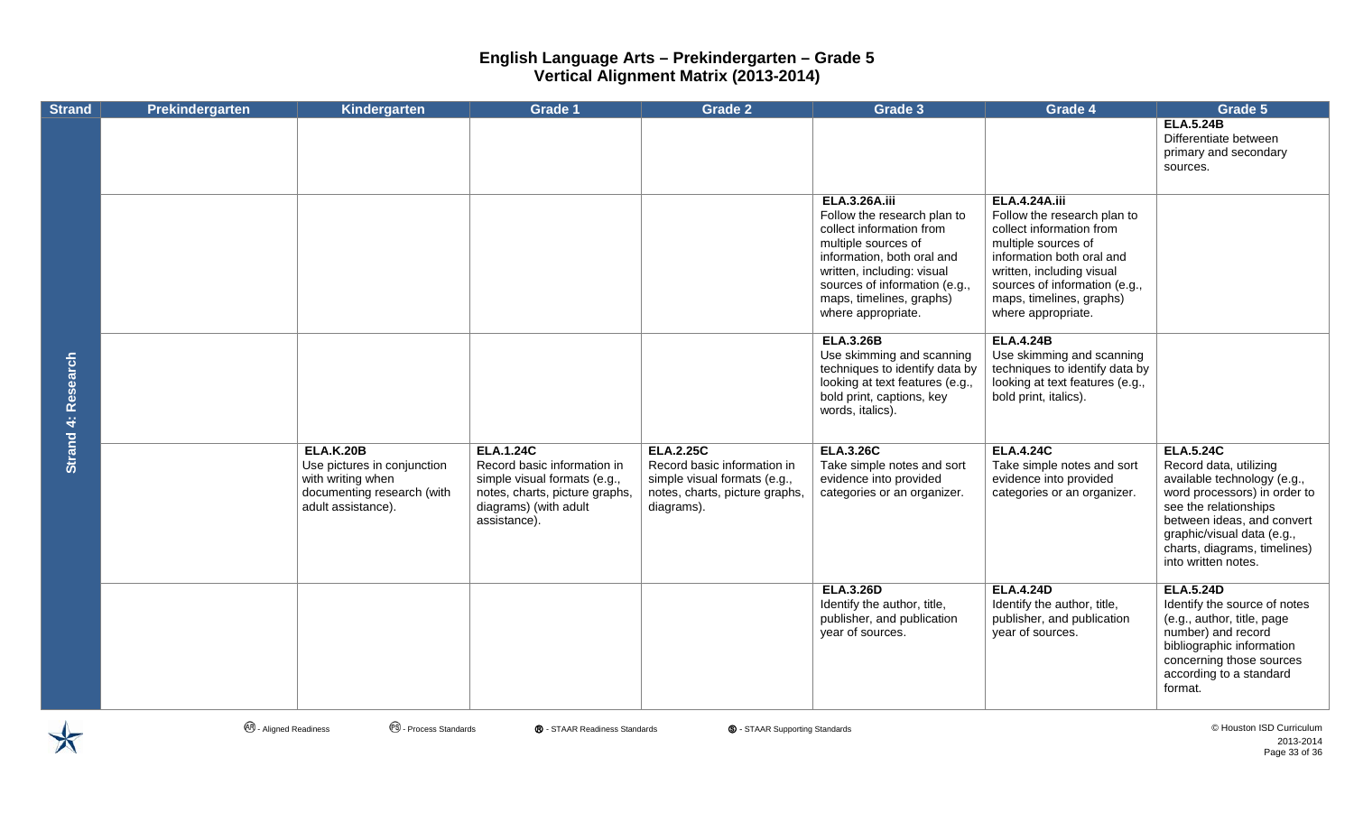# English Language Arts – Prekindergarten – Grade 5
## Vertical Alignment Matrix (2013-2014)

| Strand | Prekindergarten | Kindergarten | Grade 1 | Grade 2 | Grade 3 | Grade 4 | Grade 5 |
|---|---|---|---|---|---|---|---|
| Strand 4: Research | | | | | | | **ELA.5.24B** Differentiate between primary and secondary sources. |
| | | | | | **ELA.3.26A.iii** Follow the research plan to collect information from multiple sources of information, both oral and written, including: visual sources of information (e.g., maps, timelines, graphs) where appropriate. | **ELA.4.24A.iii** Follow the research plan to collect information from multiple sources of information both oral and written, including visual sources of information (e.g., maps, timelines, graphs) where appropriate. | |
| | | | | | **ELA.3.26B** Use skimming and scanning techniques to identify data by looking at text features (e.g., bold print, captions, key words, italics). | **ELA.4.24B** Use skimming and scanning techniques to identify data by looking at text features (e.g., bold print, italics). | |
| | | **ELA.K.20B** Use pictures in conjunction with writing when documenting research (with adult assistance). | **ELA.1.24C** Record basic information in simple visual formats (e.g., notes, charts, picture graphs, diagrams) (with adult assistance). | **ELA.2.25C** Record basic information in simple visual formats (e.g., notes, charts, picture graphs, diagrams). | **ELA.3.26C** Take simple notes and sort evidence into provided categories or an organizer. | **ELA.4.24C** Take simple notes and sort evidence into provided categories or an organizer. | **ELA.5.24C** Record data, utilizing available technology (e.g., word processors) in order to see the relationships between ideas, and convert graphic/visual data (e.g., charts, diagrams, timelines) into written notes. |
| | | | | | **ELA.3.26D** Identify the author, title, publisher, and publication year of sources. | **ELA.4.24D** Identify the author, title, publisher, and publication year of sources. | **ELA.5.24D** Identify the source of notes (e.g., author, title, page number) and record bibliographic information concerning those sources according to a standard format. |

(AR) - Aligned Readiness (PS) - Process Standards (R) - STAAR Readiness Standards (S) - STAAR Supporting Standards

© Houston ISD Curriculum 2013-2014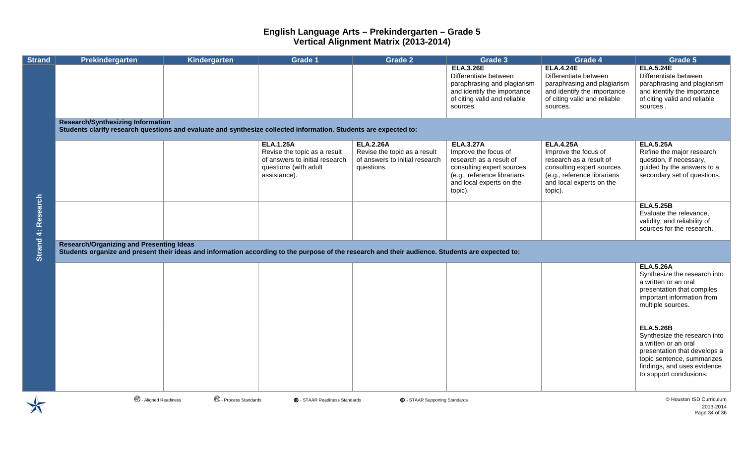# English Language Arts – Prekindergarten – Grade 5
## Vertical Alignment Matrix (2013-2014)

| Strand | Prekindergarten | Kindergarten | Grade 1 | Grade 2 | Grade 3 | Grade 4 | Grade 5 |
|---|---|---|---|---|---|---|---|
| Strand 4: Research | | | | | **ELA.3.26E** Differentiate between paraphrasing and plagiarism and identify the importance of citing valid and reliable sources. | **ELA.4.24E** Differentiate between paraphrasing and plagiarism and identify the importance of citing valid and reliable sources. | **ELA.5.24E** Differentiate between paraphrasing and plagiarism and identify the importance of citing valid and reliable sources . |
| | **Research/Synthesizing Information** Students clarify research questions and evaluate and synthesize collected information. Students are expected to: | | | | | | |
| | | | **ELA.1.25A** Revise the topic as a result of answers to initial research questions (with adult assistance). | **ELA.2.26A** Revise the topic as a result of answers to initial research questions. | **ELA.3.27A** Improve the focus of research as a result of consulting expert sources (e.g., reference librarians and local experts on the topic). | **ELA.4.25A** Improve the focus of research as a result of consulting expert sources (e.g., reference librarians and local experts on the topic). | **ELA.5.25A** Refine the major research question, if necessary, guided by the answers to a secondary set of questions. |
| | | | | | | | **ELA.5.25B** Evaluate the relevance, validity, and reliability of sources for the research. |
| | **Research/Organizing and Presenting Ideas** Students organize and present their ideas and information according to the purpose of the research and their audience. Students are expected to: | | | | | | |
| | | | | | | | **ELA.5.26A** Synthesize the research into a written or an oral presentation that compiles important information from multiple sources. |
| | | | | | | | **ELA.5.26B** Synthesize the research into a written or an oral presentation that develops a topic sentence, summarizes findings, and uses evidence to support conclusions. |

(AR) - Aligned Readiness (PS) - Process Standards (R) - STAAR Readiness Standards (S) - STAAR Supporting Standards

© Houston ISD Curriculum 2013-2014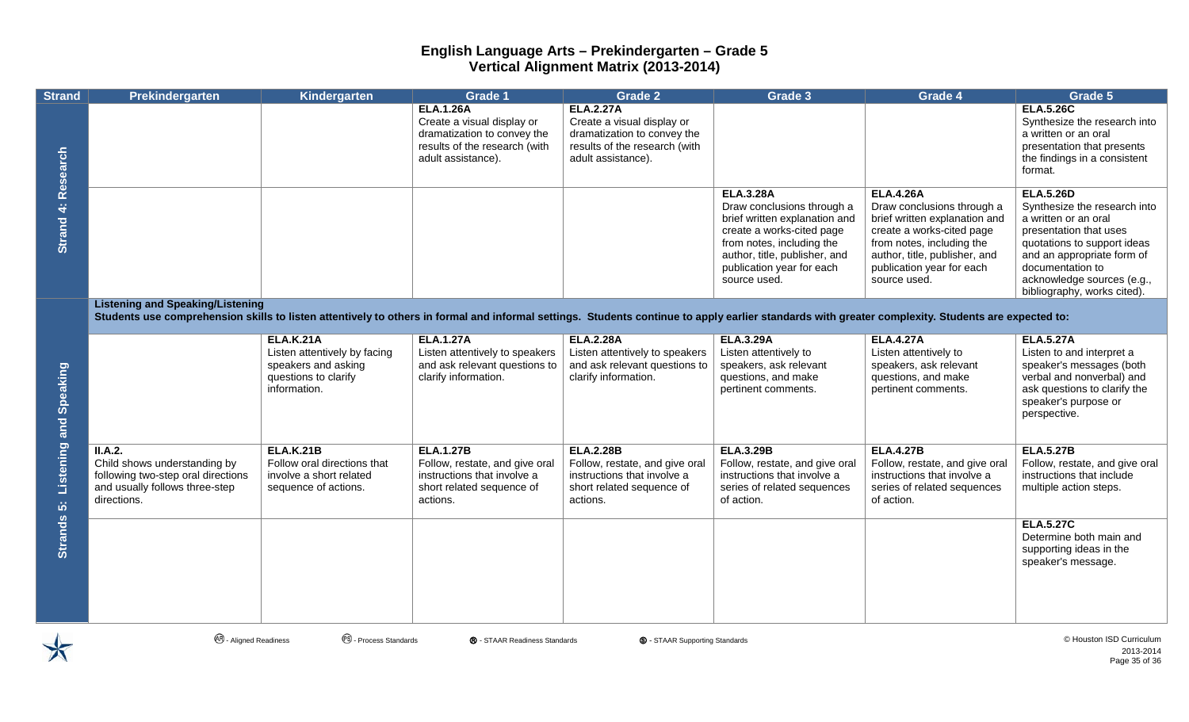# English Language Arts – Prekindergarten – Grade 5
## Vertical Alignment Matrix (2013-2014)

| Strand | Prekindergarten | Kindergarten | Grade 1 | Grade 2 | Grade 3 | Grade 4 | Grade 5 |
|---|---|---|---|---|---|---|---|
| Strand 4: Research | | | **ELA.1.26A** Create a visual display or dramatization to convey the results of the research (with adult assistance). | **ELA.2.27A** Create a visual display or dramatization to convey the results of the research (with adult assistance). | | | **ELA.5.26C** Synthesize the research into a written or an oral presentation that presents the findings in a consistent format. |
| | | | | | **ELA.3.28A** Draw conclusions through a brief written explanation and create a works-cited page from notes, including the author, title, publisher, and publication year for each source used. | **ELA.4.26A** Draw conclusions through a brief written explanation and create a works-cited page from notes, including the author, title, publisher, and publication year for each source used. | **ELA.5.26D** Synthesize the research into a written or an oral presentation that uses quotations to support ideas and an appropriate form of documentation to acknowledge sources (e.g., bibliography, works cited). |
| Strands 5: Listening and Speaking | **Listening and Speaking/Listening** **Students use comprehension skills to listen attentively to others in formal and informal settings. Students continue to apply earlier standards with greater complexity. Students are expected to:** | | | | | | |
| | | **ELA.K.21A** Listen attentively by facing speakers and asking questions to clarify information. | **ELA.1.27A** Listen attentively to speakers and ask relevant questions to clarify information. | **ELA.2.28A** Listen attentively to speakers and ask relevant questions to clarify information. | **ELA.3.29A** Listen attentively to speakers, ask relevant questions, and make pertinent comments. | **ELA.4.27A** Listen attentively to speakers, ask relevant questions, and make pertinent comments. | **ELA.5.27A** Listen to and interpret a speaker's messages (both verbal and nonverbal) and ask questions to clarify the speaker's purpose or perspective. |
| | **II.A.2.** Child shows understanding by following two-step oral directions and usually follows three-step directions. | **ELA.K.21B** Follow oral directions that involve a short related sequence of actions. | **ELA.1.27B** Follow, restate, and give oral instructions that involve a short related sequence of actions. | **ELA.2.28B** Follow, restate, and give oral instructions that involve a short related sequence of actions. | **ELA.3.29B** Follow, restate, and give oral instructions that involve a series of related sequences of action. | **ELA.4.27B** Follow, restate, and give oral instructions that involve a series of related sequences of action. | **ELA.5.27B** Follow, restate, and give oral instructions that include multiple action steps. |
| | | | | | | | **ELA.5.27C** Determine both main and supporting ideas in the speaker's message. |

(AR) - Aligned Readiness (PS) - Process Standards (R) - STAAR Readiness Standards (S) - STAAR Supporting Standards

© Houston ISD Curriculum 2013-2014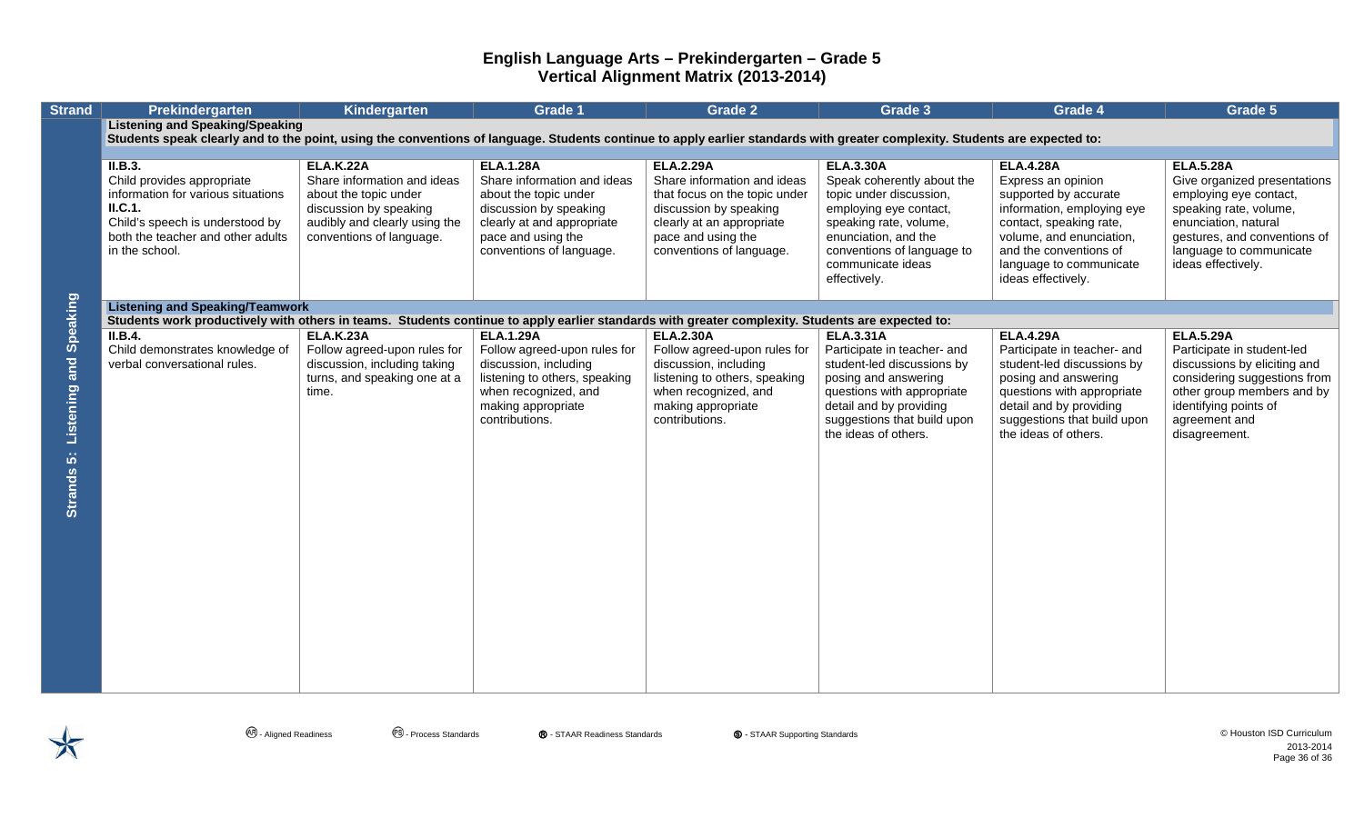# English Language Arts – Prekindergarten – Grade 5
## Vertical Alignment Matrix (2013-2014)

| Strand | Prekindergarten | Kindergarten | Grade 1 | Grade 2 | Grade 3 | Grade 4 | Grade 5 |
|---|---|---|---|---|---|---|---|
| Strands 5: Listening and Speaking | **Listening and Speaking/Speaking** Students speak clearly and to the point, using the conventions of language. Students continue to apply earlier standards with greater complexity. Students are expected to: | | | | | | |
| | **II.B.3.** Child provides appropriate information for various situations **II.C.1.** Child's speech is understood by both the teacher and other adults in the school. | **ELA.K.22A** Share information and ideas about the topic under discussion by speaking audibly and clearly using the conventions of language. | **ELA.1.28A** Share information and ideas about the topic under discussion by speaking clearly at and appropriate pace and using the conventions of language. | **ELA.2.29A** Share information and ideas that focus on the topic under discussion by speaking clearly at an appropriate pace and using the conventions of language. | **ELA.3.30A** Speak coherently about the topic under discussion, employing eye contact, speaking rate, volume, enunciation, and the conventions of language to communicate ideas effectively. | **ELA.4.28A** Express an opinion supported by accurate information, employing eye contact, speaking rate, volume, and enunciation, and the conventions of language to communicate ideas effectively. | **ELA.5.28A** Give organized presentations employing eye contact, speaking rate, volume, enunciation, natural gestures, and conventions of language to communicate ideas effectively. |
| | **Listening and Speaking/Teamwork** Students work productively with others in teams. Students continue to apply earlier standards with greater complexity. Students are expected to: | | | | | | |
| | **II.B.4.** Child demonstrates knowledge of verbal conversational rules. | **ELA.K.23A** Follow agreed-upon rules for discussion, including taking turns, and speaking one at a time. | **ELA.1.29A** Follow agreed-upon rules for discussion, including listening to others, speaking when recognized, and making appropriate contributions. | **ELA.2.30A** Follow agreed-upon rules for discussion, including listening to others, speaking when recognized, and making appropriate contributions. | **ELA.3.31A** Participate in teacher- and student-led discussions by posing and answering questions with appropriate detail and by providing suggestions that build upon the ideas of others. | **ELA.4.29A** Participate in teacher- and student-led discussions by posing and answering questions with appropriate detail and by providing suggestions that build upon the ideas of others. | **ELA.5.29A** Participate in student-led discussions by eliciting and considering suggestions from other group members and by identifying points of agreement and disagreement. |

(AR) - Aligned Readiness (PS) - Process Standards (R) - STAAR Readiness Standards (S) - STAAR Supporting Standards

© Houston ISD Curriculum 2013-2014